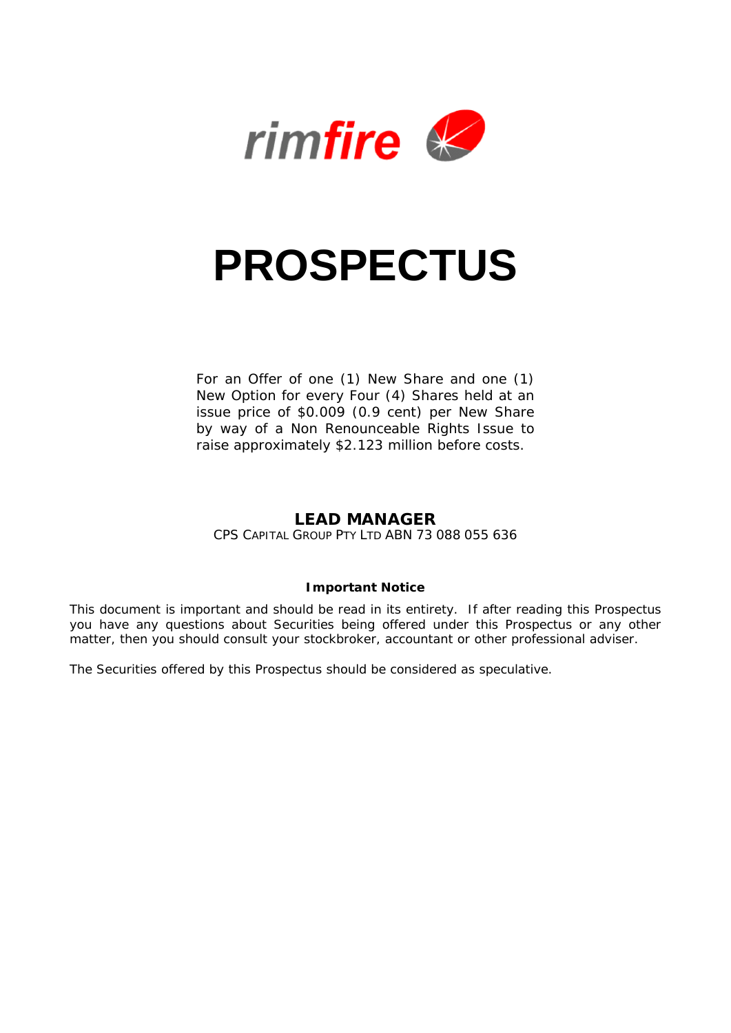rimfire

# PROSPECTUS

For an Offer of one (1) New Share and one (1) New Option for every Four (4) Shares held at an issue price of $0.009 (0.9 cent) per New Share by way of a Non Renounceable Rights Issue to raise approximately $2.123 million before costs.

**LEAD MANAGER**

CPS CAPITAL GROUP PTY LTD ABN 73 088 055 636

**Important Notice**

This document is important and should be read in its entirety. If after reading this Prospectus you have any questions about Securities being offered under this Prospectus or any other matter, then you should consult your stockbroker, accountant or other professional adviser.

The Securities offered by this Prospectus should be considered as speculative.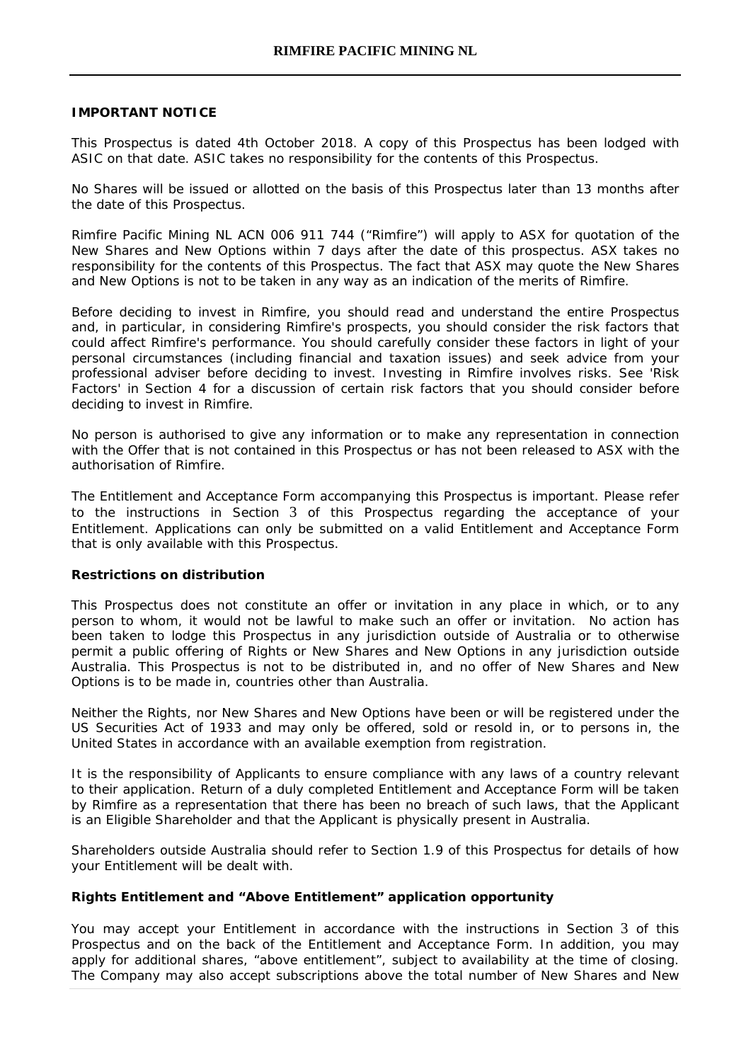## IMPORTANT NOTICE

This Prospectus is dated 4th October 2018. A copy of this Prospectus has been lodged with ASIC on that date. ASIC takes no responsibility for the contents of this Prospectus.

No Shares will be issued or allotted on the basis of this Prospectus later than 13 months after the date of this Prospectus.

Rimfire Pacific Mining NL ACN 006 911 744 ("Rimfire") will apply to ASX for quotation of the New Shares and New Options within 7 days after the date of this prospectus. ASX takes no responsibility for the contents of this Prospectus. The fact that ASX may quote the New Shares and New Options is not to be taken in any way as an indication of the merits of Rimfire.

Before deciding to invest in Rimfire, you should read and understand the entire Prospectus and, in particular, in considering Rimfire's prospects, you should consider the risk factors that could affect Rimfire's performance. You should carefully consider these factors in light of your personal circumstances (including financial and taxation issues) and seek advice from your professional adviser before deciding to invest. Investing in Rimfire involves risks. See 'Risk Factors' in Section 4 for a discussion of certain risk factors that you should consider before deciding to invest in Rimfire.

No person is authorised to give any information or to make any representation in connection with the Offer that is not contained in this Prospectus or has not been released to ASX with the authorisation of Rimfire.

The Entitlement and Acceptance Form accompanying this Prospectus is important. Please refer to the instructions in Section 3 of this Prospectus regarding the acceptance of your Entitlement. Applications can only be submitted on a valid Entitlement and Acceptance Form that is only available with this Prospectus.

### Restrictions on distribution

This Prospectus does not constitute an offer or invitation in any place in which, or to any person to whom, it would not be lawful to make such an offer or invitation. No action has been taken to lodge this Prospectus in any jurisdiction outside of Australia or to otherwise permit a public offering of Rights or New Shares and New Options in any jurisdiction outside Australia. This Prospectus is not to be distributed in, and no offer of New Shares and New Options is to be made in, countries other than Australia.

Neither the Rights, nor New Shares and New Options have been or will be registered under the US Securities Act of 1933 and may only be offered, sold or resold in, or to persons in, the United States in accordance with an available exemption from registration.

It is the responsibility of Applicants to ensure compliance with any laws of a country relevant to their application. Return of a duly completed Entitlement and Acceptance Form will be taken by Rimfire as a representation that there has been no breach of such laws, that the Applicant is an Eligible Shareholder and that the Applicant is physically present in Australia.

Shareholders outside Australia should refer to Section 1.9 of this Prospectus for details of how your Entitlement will be dealt with.

### Rights Entitlement and "Above Entitlement" application opportunity

You may accept your Entitlement in accordance with the instructions in Section 3 of this Prospectus and on the back of the Entitlement and Acceptance Form. In addition, you may apply for additional shares, "above entitlement", subject to availability at the time of closing. The Company may also accept subscriptions above the total number of New Shares and New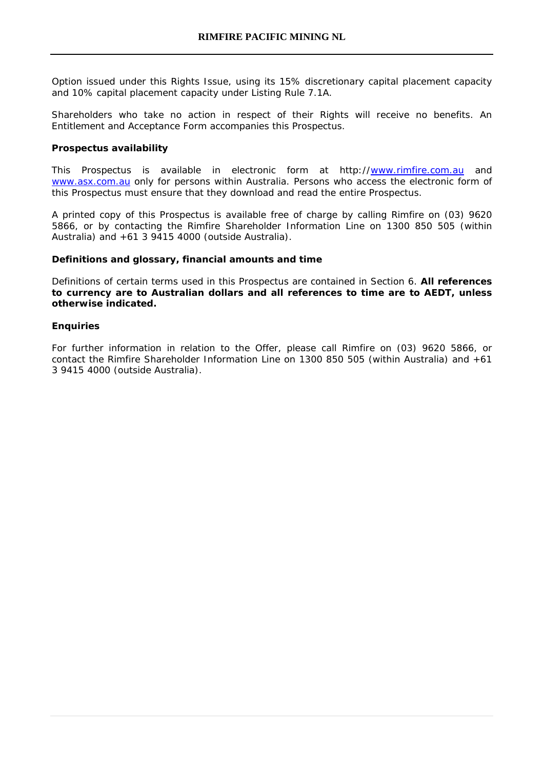Option issued under this Rights Issue, using its 15% discretionary capital placement capacity and 10% capital placement capacity under Listing Rule 7.1A.

Shareholders who take no action in respect of their Rights will receive no benefits. An Entitlement and Acceptance Form accompanies this Prospectus.

**Prospectus availability**

This Prospectus is available in electronic form at http://www.rimfire.com.au and www.asx.com.au only for persons within Australia. Persons who access the electronic form of this Prospectus must ensure that they download and read the entire Prospectus.

A printed copy of this Prospectus is available free of charge by calling Rimfire on (03) 9620 5866, or by contacting the Rimfire Shareholder Information Line on 1300 850 505 (within Australia) and +61 3 9415 4000 (outside Australia).

**Definitions and glossary, financial amounts and time**

Definitions of certain terms used in this Prospectus are contained in Section 6. **All references to currency are to Australian dollars and all references to time are to AEDT, unless otherwise indicated.**

**Enquiries**

For further information in relation to the Offer, please call Rimfire on (03) 9620 5866, or contact the Rimfire Shareholder Information Line on 1300 850 505 (within Australia) and +61 3 9415 4000 (outside Australia).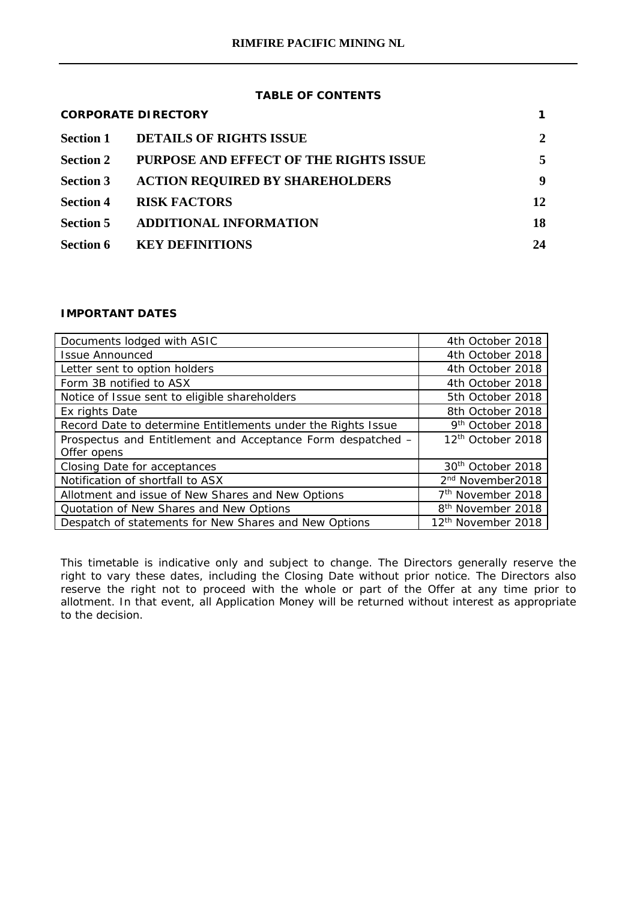# RIMFIRE PACIFIC MINING NL

## TABLE OF CONTENTS

| | | |
|---|---|---|
| **CORPORATE DIRECTORY** | | **1** |
| **Section 1** | **DETAILS OF RIGHTS ISSUE** | **2** |
| **Section 2** | **PURPOSE AND EFFECT OF THE RIGHTS ISSUE** | **5** |
| **Section 3** | **ACTION REQUIRED BY SHAREHOLDERS** | **9** |
| **Section 4** | **RISK FACTORS** | **12** |
| **Section 5** | **ADDITIONAL INFORMATION** | **18** |
| **Section 6** | **KEY DEFINITIONS** | **24** |

## IMPORTANT DATES

| Event | Date |
|---|---|
| Documents lodged with ASIC | 4th October 2018 |
| Issue Announced | 4th October 2018 |
| Letter sent to option holders | 4th October 2018 |
| Form 3B notified to ASX | 4th October 2018 |
| Notice of Issue sent to eligible shareholders | 5th October 2018 |
| Ex rights Date | 8th October 2018 |
| Record Date to determine Entitlements under the Rights Issue | 9th October 2018 |
| Prospectus and Entitlement and Acceptance Form despatched – Offer opens | 12th October 2018 |
| Closing Date for acceptances | 30th October 2018 |
| Notification of shortfall to ASX | 2nd November2018 |
| Allotment and issue of New Shares and New Options | 7th November 2018 |
| Quotation of New Shares and New Options | 8th November 2018 |
| Despatch of statements for New Shares and New Options | 12th November 2018 |

This timetable is indicative only and subject to change. The Directors generally reserve the right to vary these dates, including the Closing Date without prior notice. The Directors also reserve the right not to proceed with the whole or part of the Offer at any time prior to allotment. In that event, all Application Money will be returned without interest as appropriate to the decision.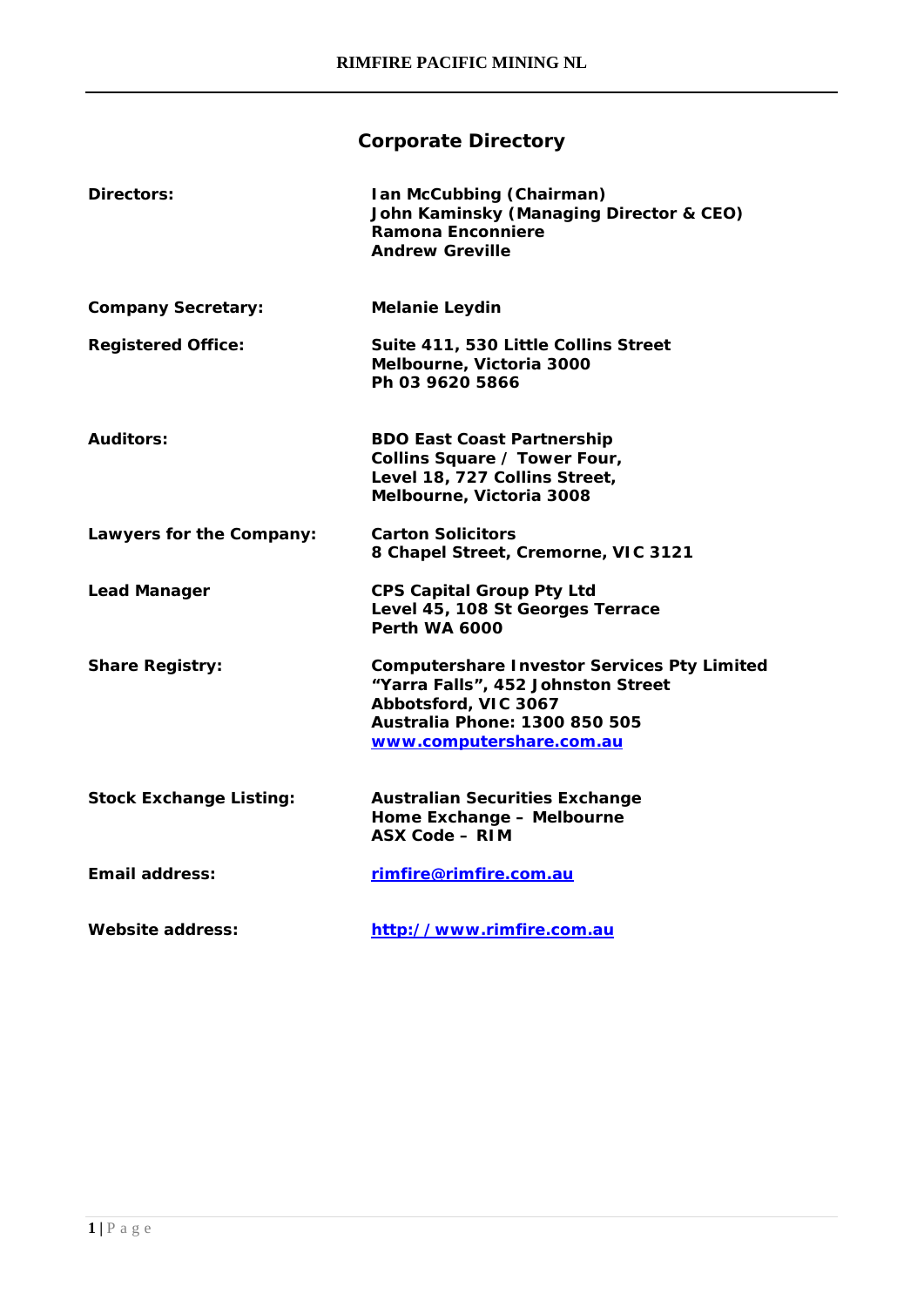# Corporate Directory

| | |
|---|---|
| **Directors:** | **Ian McCubbing (Chairman)**<br>**John Kaminsky (Managing Director & CEO)**<br>**Ramona Enconniere**<br>**Andrew Greville** |
| **Company Secretary:** | **Melanie Leydin** |
| **Registered Office:** | **Suite 411, 530 Little Collins Street**<br>**Melbourne, Victoria 3000**<br>**Ph 03 9620 5866** |
| **Auditors:** | **BDO East Coast Partnership**<br>**Collins Square / Tower Four,**<br>**Level 18, 727 Collins Street,**<br>**Melbourne, Victoria 3008** |
| **Lawyers for the Company:** | **Carton Solicitors**<br>**8 Chapel Street, Cremorne, VIC 3121** |
| **Lead Manager** | **CPS Capital Group Pty Ltd**<br>**Level 45, 108 St Georges Terrace**<br>**Perth WA 6000** |
| **Share Registry:** | **Computershare Investor Services Pty Limited**<br>**"Yarra Falls", 452 Johnston Street**<br>**Abbotsford, VIC 3067**<br>**Australia Phone: 1300 850 505**<br>**www.computershare.com.au** |
| **Stock Exchange Listing:** | **Australian Securities Exchange**<br>**Home Exchange – Melbourne**<br>**ASX Code – RIM** |
| **Email address:** | **rimfire@rimfire.com.au** |
| **Website address:** | **http://www.rimfire.com.au** |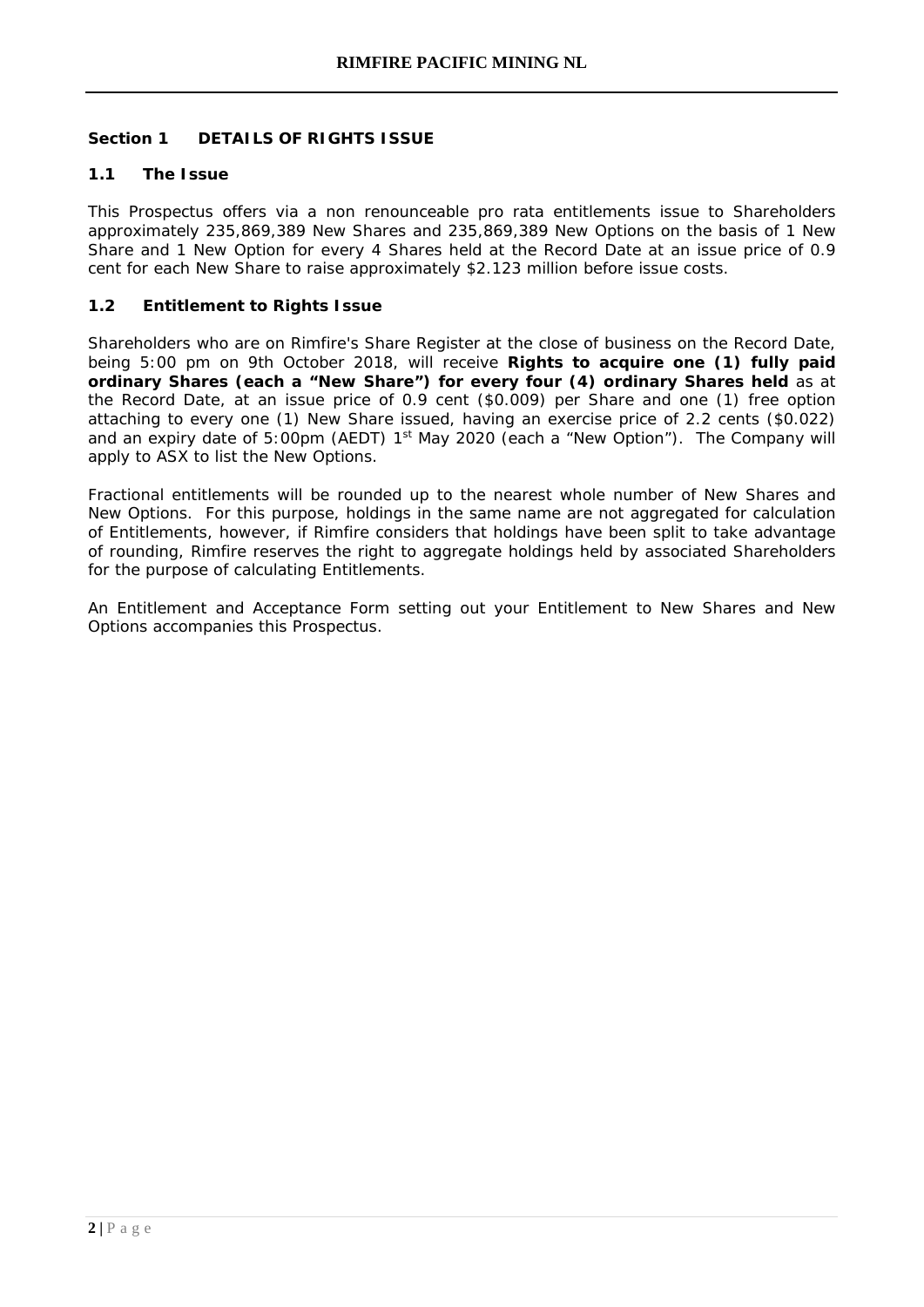## Section 1 DETAILS OF RIGHTS ISSUE

### 1.1 The Issue

This Prospectus offers via a non renounceable pro rata entitlements issue to Shareholders approximately 235,869,389 New Shares and 235,869,389 New Options on the basis of 1 New Share and 1 New Option for every 4 Shares held at the Record Date at an issue price of 0.9 cent for each New Share to raise approximately $2.123 million before issue costs.

### 1.2 Entitlement to Rights Issue

Shareholders who are on Rimfire's Share Register at the close of business on the Record Date, being 5:00 pm on 9th October 2018, will receive **Rights to acquire one (1) fully paid ordinary Shares (each a "New Share") for every four (4) ordinary Shares held** as at the Record Date, at an issue price of 0.9 cent ($0.009) per Share and one (1) free option attaching to every one (1) New Share issued, having an exercise price of 2.2 cents ($0.022) and an expiry date of 5:00pm (AEDT) 1st May 2020 (each a "New Option"). The Company will apply to ASX to list the New Options.

Fractional entitlements will be rounded up to the nearest whole number of New Shares and New Options. For this purpose, holdings in the same name are not aggregated for calculation of Entitlements, however, if Rimfire considers that holdings have been split to take advantage of rounding, Rimfire reserves the right to aggregate holdings held by associated Shareholders for the purpose of calculating Entitlements.

An Entitlement and Acceptance Form setting out your Entitlement to New Shares and New Options accompanies this Prospectus.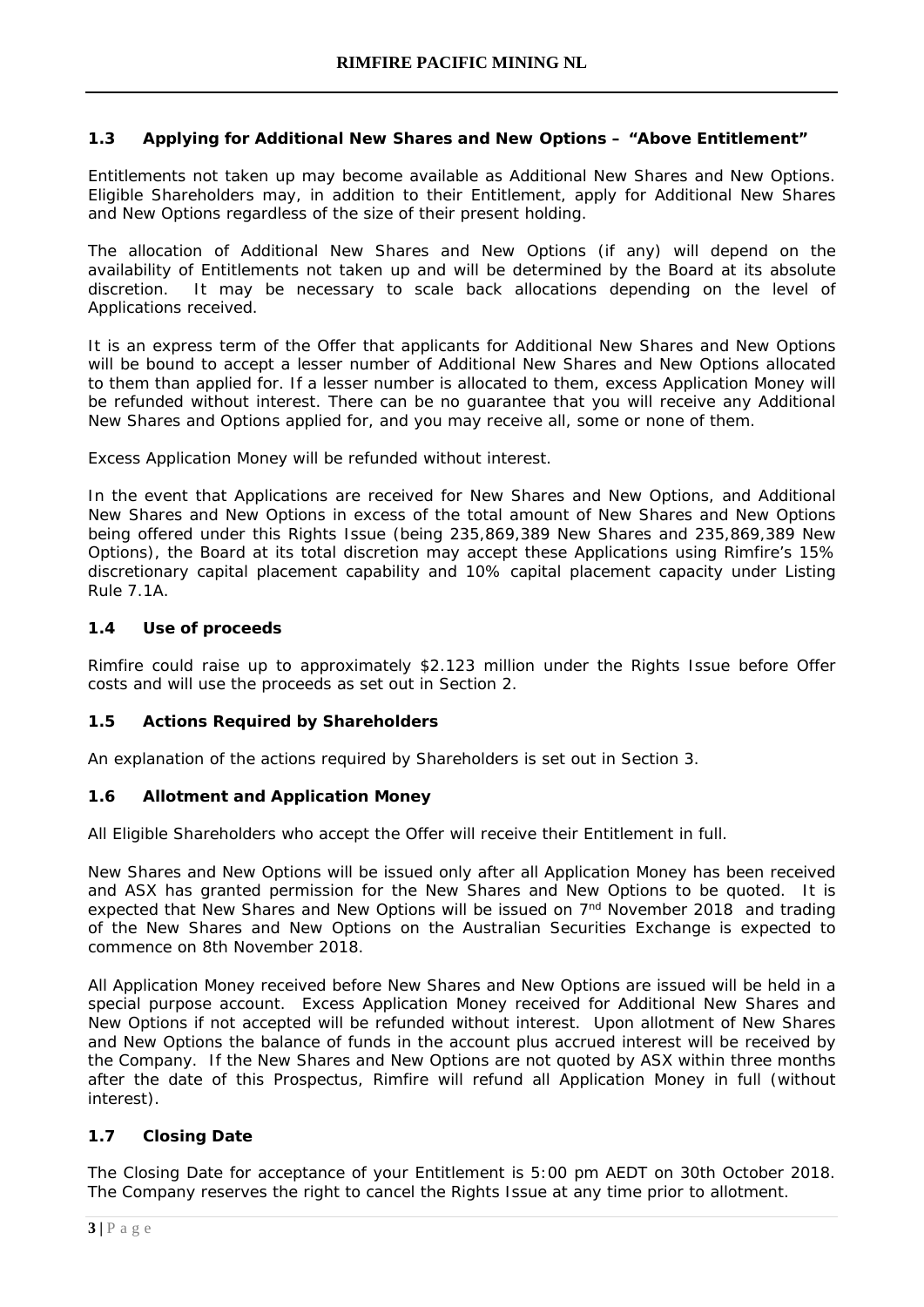### 1.3 Applying for Additional New Shares and New Options – "Above Entitlement"

Entitlements not taken up may become available as Additional New Shares and New Options. Eligible Shareholders may, in addition to their Entitlement, apply for Additional New Shares and New Options regardless of the size of their present holding.

The allocation of Additional New Shares and New Options (if any) will depend on the availability of Entitlements not taken up and will be determined by the Board at its absolute discretion. It may be necessary to scale back allocations depending on the level of Applications received.

It is an express term of the Offer that applicants for Additional New Shares and New Options will be bound to accept a lesser number of Additional New Shares and New Options allocated to them than applied for. If a lesser number is allocated to them, excess Application Money will be refunded without interest. There can be no guarantee that you will receive any Additional New Shares and Options applied for, and you may receive all, some or none of them.

Excess Application Money will be refunded without interest.

In the event that Applications are received for New Shares and New Options, and Additional New Shares and New Options in excess of the total amount of New Shares and New Options being offered under this Rights Issue (being 235,869,389 New Shares and 235,869,389 New Options), the Board at its total discretion may accept these Applications using Rimfire's 15% discretionary capital placement capability and 10% capital placement capacity under Listing Rule 7.1A.

### 1.4 Use of proceeds

Rimfire could raise up to approximately $2.123 million under the Rights Issue before Offer costs and will use the proceeds as set out in Section 2.

### 1.5 Actions Required by Shareholders

An explanation of the actions required by Shareholders is set out in Section 3.

### 1.6 Allotment and Application Money

All Eligible Shareholders who accept the Offer will receive their Entitlement in full.

New Shares and New Options will be issued only after all Application Money has been received and ASX has granted permission for the New Shares and New Options to be quoted. It is expected that New Shares and New Options will be issued on 7th November 2018 and trading of the New Shares and New Options on the Australian Securities Exchange is expected to commence on 8th November 2018.

All Application Money received before New Shares and New Options are issued will be held in a special purpose account. Excess Application Money received for Additional New Shares and New Options if not accepted will be refunded without interest. Upon allotment of New Shares and New Options the balance of funds in the account plus accrued interest will be received by the Company. If the New Shares and New Options are not quoted by ASX within three months after the date of this Prospectus, Rimfire will refund all Application Money in full (without interest).

### 1.7 Closing Date

The Closing Date for acceptance of your Entitlement is 5:00 pm AEDT on 30th October 2018. The Company reserves the right to cancel the Rights Issue at any time prior to allotment.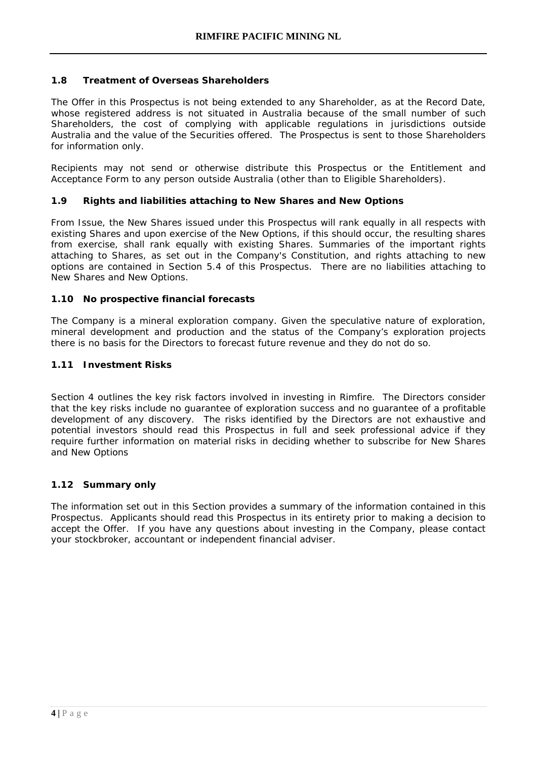### 1.8 Treatment of Overseas Shareholders

The Offer in this Prospectus is not being extended to any Shareholder, as at the Record Date, whose registered address is not situated in Australia because of the small number of such Shareholders, the cost of complying with applicable regulations in jurisdictions outside Australia and the value of the Securities offered. The Prospectus is sent to those Shareholders for information only.

Recipients may not send or otherwise distribute this Prospectus or the Entitlement and Acceptance Form to any person outside Australia (other than to Eligible Shareholders).

### 1.9 Rights and liabilities attaching to New Shares and New Options

From Issue, the New Shares issued under this Prospectus will rank equally in all respects with existing Shares and upon exercise of the New Options, if this should occur, the resulting shares from exercise, shall rank equally with existing Shares. Summaries of the important rights attaching to Shares, as set out in the Company's Constitution, and rights attaching to new options are contained in Section 5.4 of this Prospectus. There are no liabilities attaching to New Shares and New Options.

### 1.10 No prospective financial forecasts

The Company is a mineral exploration company. Given the speculative nature of exploration, mineral development and production and the status of the Company's exploration projects there is no basis for the Directors to forecast future revenue and they do not do so.

### 1.11 Investment Risks

Section 4 outlines the key risk factors involved in investing in Rimfire. The Directors consider that the key risks include no guarantee of exploration success and no guarantee of a profitable development of any discovery. The risks identified by the Directors are not exhaustive and potential investors should read this Prospectus in full and seek professional advice if they require further information on material risks in deciding whether to subscribe for New Shares and New Options

### 1.12 Summary only

The information set out in this Section provides a summary of the information contained in this Prospectus. Applicants should read this Prospectus in its entirety prior to making a decision to accept the Offer. If you have any questions about investing in the Company, please contact your stockbroker, accountant or independent financial adviser.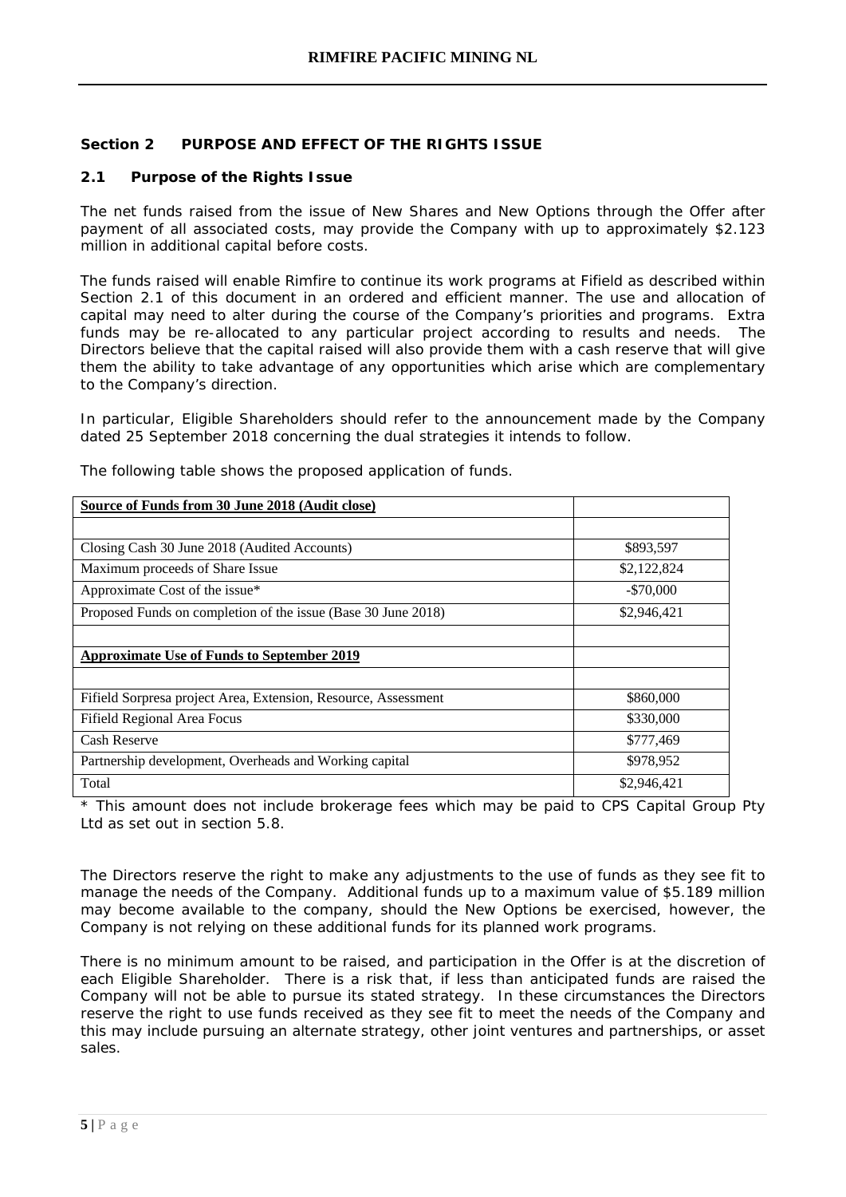## Section 2 PURPOSE AND EFFECT OF THE RIGHTS ISSUE

### 2.1 Purpose of the Rights Issue

The net funds raised from the issue of New Shares and New Options through the Offer after payment of all associated costs, may provide the Company with up to approximately $2.123 million in additional capital before costs.

The funds raised will enable Rimfire to continue its work programs at Fifield as described within Section 2.1 of this document in an ordered and efficient manner. The use and allocation of capital may need to alter during the course of the Company's priorities and programs. Extra funds may be re-allocated to any particular project according to results and needs. The Directors believe that the capital raised will also provide them with a cash reserve that will give them the ability to take advantage of any opportunities which arise which are complementary to the Company's direction.

In particular, Eligible Shareholders should refer to the announcement made by the Company dated 25 September 2018 concerning the dual strategies it intends to follow.

The following table shows the proposed application of funds.

| **Source of Funds from 30 June 2018 (Audit close)** | |
|---|---|
| | |
| Closing Cash 30 June 2018 (Audited Accounts) | $893,597 |
| Maximum proceeds of Share Issue | $2,122,824 |
| Approximate Cost of the issue* | -$70,000 |
| Proposed Funds on completion of the issue (Base 30 June 2018) | $2,946,421 |
| | |
| **Approximate Use of Funds to September 2019** | |
| | |
| Fifield Sorpresa project Area, Extension, Resource, Assessment | $860,000 |
| Fifield Regional Area Focus | $330,000 |
| Cash Reserve | $777,469 |
| Partnership development, Overheads and Working capital | $978,952 |
| Total | $2,946,421 |

\* This amount does not include brokerage fees which may be paid to CPS Capital Group Pty Ltd as set out in section 5.8.

The Directors reserve the right to make any adjustments to the use of funds as they see fit to manage the needs of the Company. Additional funds up to a maximum value of $5.189 million may become available to the company, should the New Options be exercised, however, the Company is not relying on these additional funds for its planned work programs.

There is no minimum amount to be raised, and participation in the Offer is at the discretion of each Eligible Shareholder. There is a risk that, if less than anticipated funds are raised the Company will not be able to pursue its stated strategy. In these circumstances the Directors reserve the right to use funds received as they see fit to meet the needs of the Company and this may include pursuing an alternate strategy, other joint ventures and partnerships, or asset sales.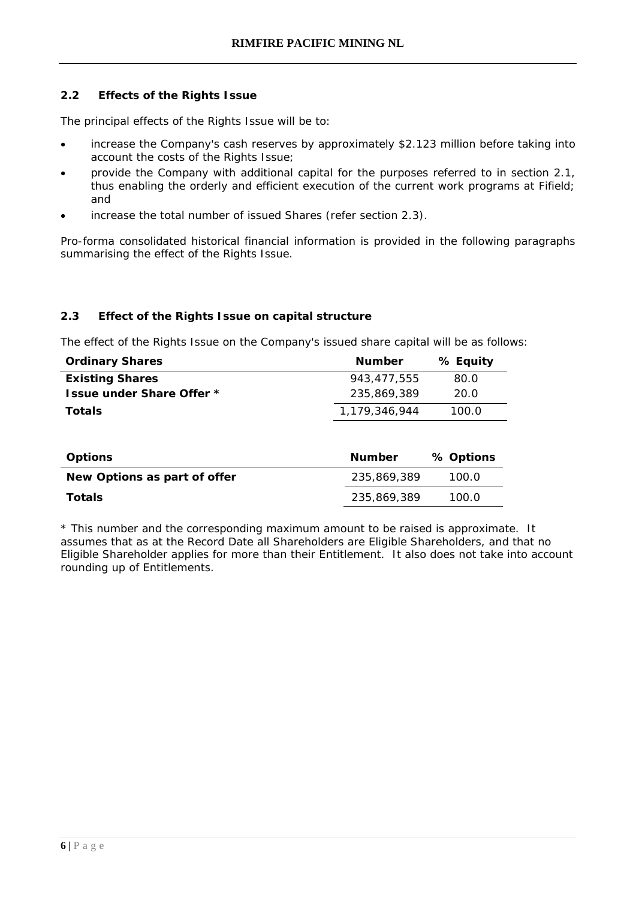### 2.2 Effects of the Rights Issue

The principal effects of the Rights Issue will be to:

- increase the Company's cash reserves by approximately $2.123 million before taking into account the costs of the Rights Issue;
- provide the Company with additional capital for the purposes referred to in section 2.1, thus enabling the orderly and efficient execution of the current work programs at Fifield; and
- increase the total number of issued Shares (refer section 2.3).

Pro-forma consolidated historical financial information is provided in the following paragraphs summarising the effect of the Rights Issue.

### 2.3 Effect of the Rights Issue on capital structure

The effect of the Rights Issue on the Company's issued share capital will be as follows:

| Ordinary Shares | Number | % Equity |
|---|---|---|
| **Existing Shares** | 943,477,555 | 80.0 |
| **Issue under Share Offer *** | 235,869,389 | 20.0 |
| **Totals** | 1,179,346,944 | 100.0 |

| Options | Number | % Options |
|---|---|---|
| **New Options as part of offer** | 235,869,389 | 100.0 |
| **Totals** | 235,869,389 | 100.0 |

* This number and the corresponding maximum amount to be raised is approximate. It assumes that as at the Record Date all Shareholders are Eligible Shareholders, and that no Eligible Shareholder applies for more than their Entitlement. It also does not take into account rounding up of Entitlements.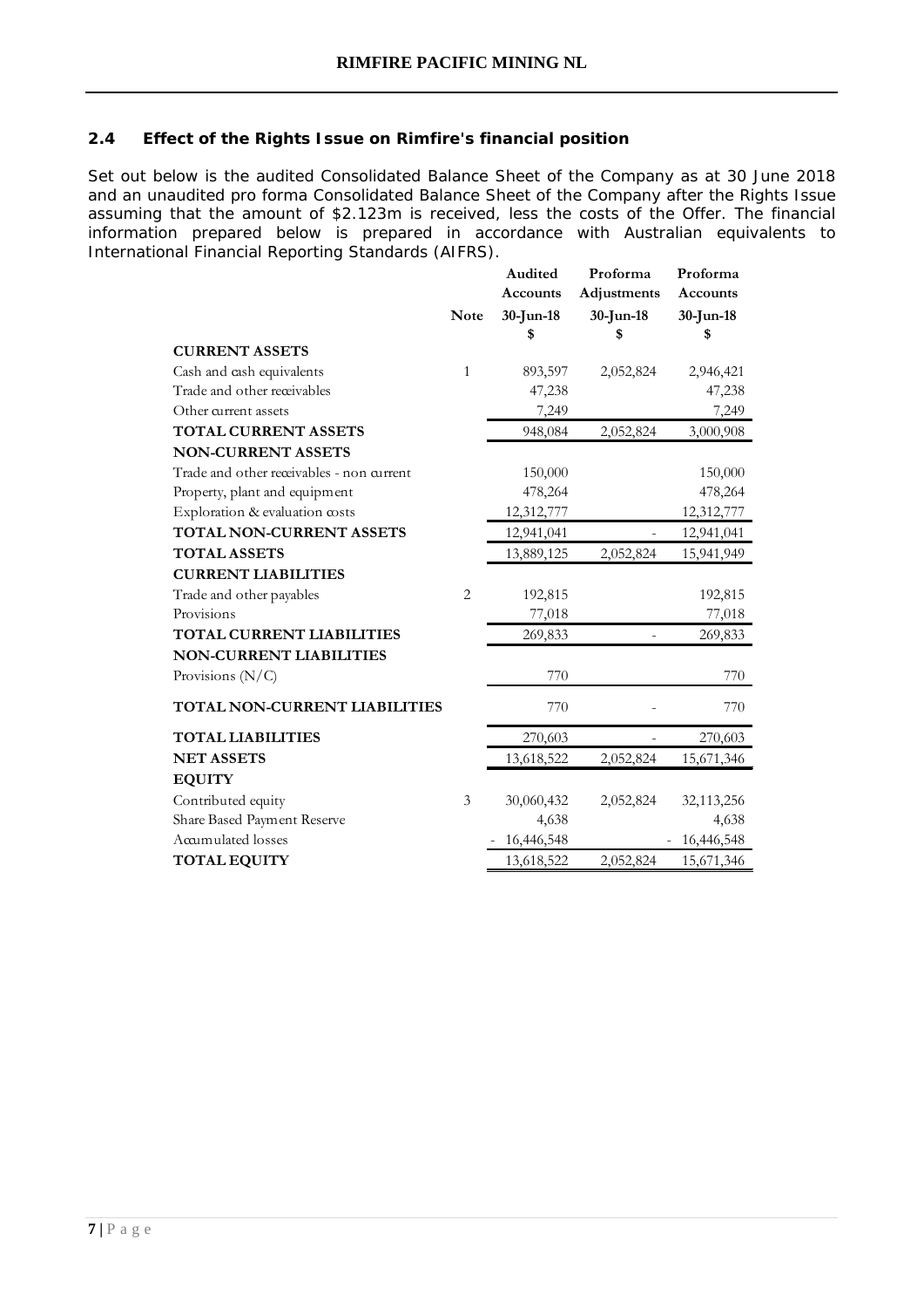### 2.4 Effect of the Rights Issue on Rimfire's financial position

Set out below is the audited Consolidated Balance Sheet of the Company as at 30 June 2018 and an unaudited pro forma Consolidated Balance Sheet of the Company after the Rights Issue assuming that the amount of $2.123m is received, less the costs of the Offer. The financial information prepared below is prepared in accordance with Australian equivalents to International Financial Reporting Standards (AIFRS).

| | Note | Audited Accounts 30-Jun-18 $ | Proforma Adjustments 30-Jun-18 $ | Proforma Accounts 30-Jun-18 $ |
|---|---|---|---|---|
| **CURRENT ASSETS** | | | | |
| Cash and cash equivalents | 1 | 893,597 | 2,052,824 | 2,946,421 |
| Trade and other receivables | | 47,238 | | 47,238 |
| Other current assets | | 7,249 | | 7,249 |
| **TOTAL CURRENT ASSETS** | | 948,084 | 2,052,824 | 3,000,908 |
| **NON-CURRENT ASSETS** | | | | |
| Trade and other receivables - non current | | 150,000 | | 150,000 |
| Property, plant and equipment | | 478,264 | | 478,264 |
| Exploration & evaluation costs | | 12,312,777 | | 12,312,777 |
| **TOTAL NON-CURRENT ASSETS** | | 12,941,041 | - | 12,941,041 |
| **TOTAL ASSETS** | | 13,889,125 | 2,052,824 | 15,941,949 |
| **CURRENT LIABILITIES** | | | | |
| Trade and other payables | 2 | 192,815 | | 192,815 |
| Provisions | | 77,018 | | 77,018 |
| **TOTAL CURRENT LIABILITIES** | | 269,833 | - | 269,833 |
| **NON-CURRENT LIABILITIES** | | | | |
| Provisions (N/C) | | 770 | | 770 |
| **TOTAL NON-CURRENT LIABILITIES** | | 770 | - | 770 |
| **TOTAL LIABILITIES** | | 270,603 | - | 270,603 |
| **NET ASSETS** | | 13,618,522 | 2,052,824 | 15,671,346 |
| **EQUITY** | | | | |
| Contributed equity | 3 | 30,060,432 | 2,052,824 | 32,113,256 |
| Share Based Payment Reserve | | 4,638 | | 4,638 |
| Accumulated losses | | - 16,446,548 | | - 16,446,548 |
| **TOTAL EQUITY** | | 13,618,522 | 2,052,824 | 15,671,346 |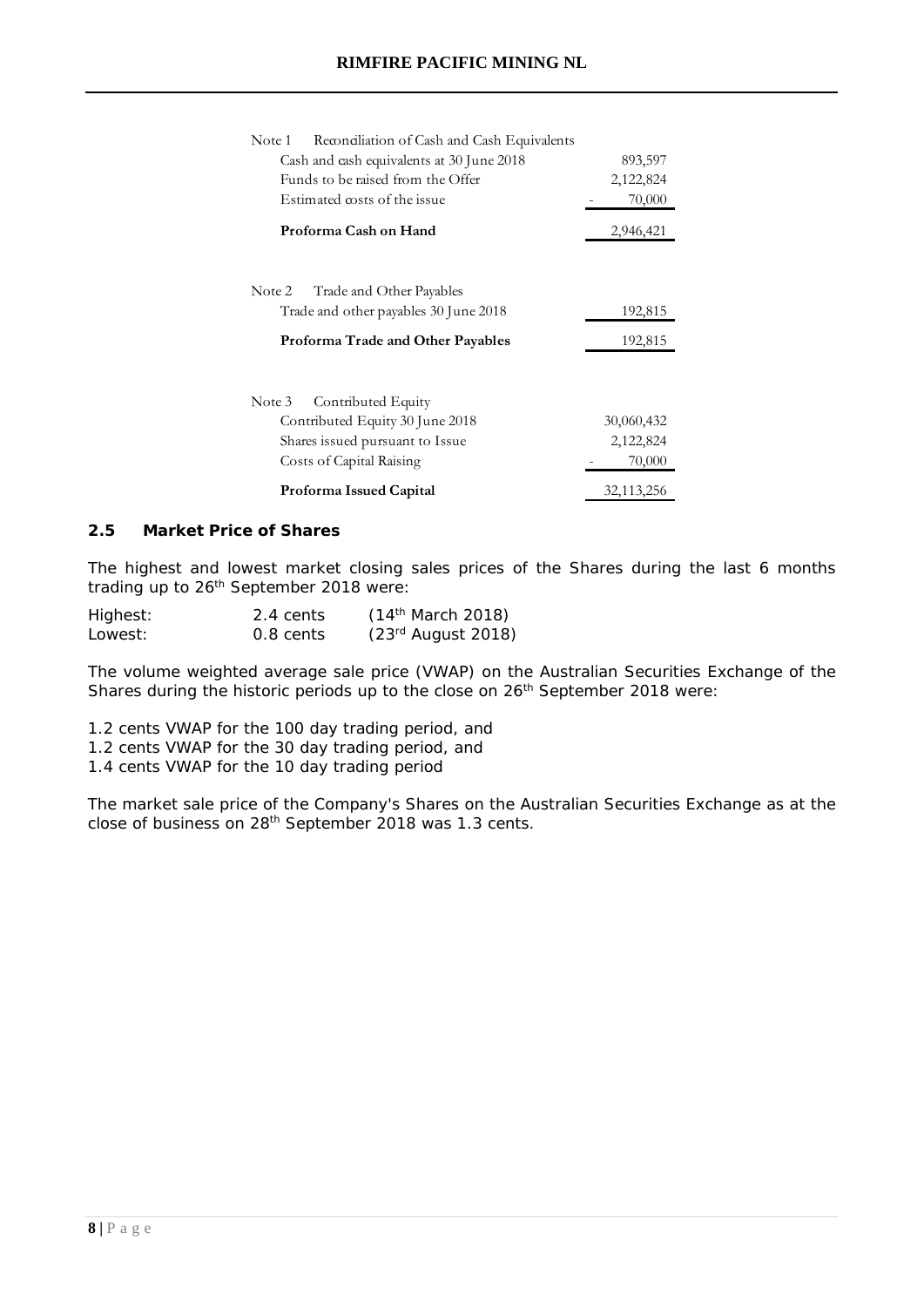| Note 1 Reconciliation of Cash and Cash Equivalents | |
|---|---|
| Cash and cash equivalents at 30 June 2018 | 893,597 |
| Funds to be raised from the Offer | 2,122,824 |
| Estimated costs of the issue | - 70,000 |
| **Proforma Cash on Hand** | 2,946,421 |

| Note 2 Trade and Other Payables | |
|---|---|
| Trade and other payables 30 June 2018 | 192,815 |
| **Proforma Trade and Other Payables** | 192,815 |

| Note 3 Contributed Equity | |
|---|---|
| Contributed Equity 30 June 2018 | 30,060,432 |
| Shares issued pursuant to Issue | 2,122,824 |
| Costs of Capital Raising | - 70,000 |
| **Proforma Issued Capital** | 32,113,256 |

## 2.5 Market Price of Shares

The highest and lowest market closing sales prices of the Shares during the last 6 months trading up to 26th September 2018 were:

| | | |
|---|---|---|
| Highest: | 2.4 cents | (14th March 2018) |
| Lowest: | 0.8 cents | (23rd August 2018) |

The volume weighted average sale price (VWAP) on the Australian Securities Exchange of the Shares during the historic periods up to the close on 26th September 2018 were:

1.2 cents VWAP for the 100 day trading period, and
1.2 cents VWAP for the 30 day trading period, and
1.4 cents VWAP for the 10 day trading period

The market sale price of the Company's Shares on the Australian Securities Exchange as at the close of business on 28th September 2018 was 1.3 cents.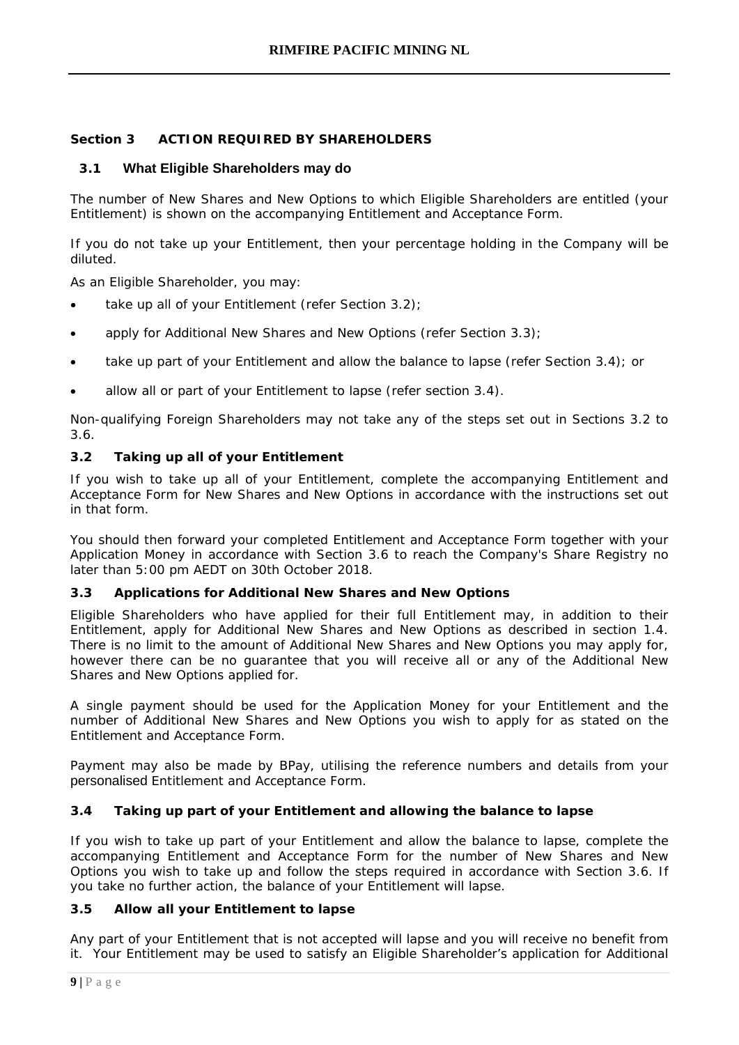## Section 3 ACTION REQUIRED BY SHAREHOLDERS

### 3.1 What Eligible Shareholders may do

The number of New Shares and New Options to which Eligible Shareholders are entitled (your Entitlement) is shown on the accompanying Entitlement and Acceptance Form.

If you do not take up your Entitlement, then your percentage holding in the Company will be diluted.

As an Eligible Shareholder, you may:

- take up all of your Entitlement (refer Section 3.2);
- apply for Additional New Shares and New Options (refer Section 3.3);
- take up part of your Entitlement and allow the balance to lapse (refer Section 3.4); or
- allow all or part of your Entitlement to lapse (refer section 3.4).

Non-qualifying Foreign Shareholders may not take any of the steps set out in Sections 3.2 to 3.6.

### 3.2 Taking up all of your Entitlement

If you wish to take up all of your Entitlement, complete the accompanying Entitlement and Acceptance Form for New Shares and New Options in accordance with the instructions set out in that form.

You should then forward your completed Entitlement and Acceptance Form together with your Application Money in accordance with Section 3.6 to reach the Company's Share Registry no later than 5:00 pm AEDT on 30th October 2018.

### 3.3 Applications for Additional New Shares and New Options

Eligible Shareholders who have applied for their full Entitlement may, in addition to their Entitlement, apply for Additional New Shares and New Options as described in section 1.4. There is no limit to the amount of Additional New Shares and New Options you may apply for, however there can be no guarantee that you will receive all or any of the Additional New Shares and New Options applied for.

A single payment should be used for the Application Money for your Entitlement and the number of Additional New Shares and New Options you wish to apply for as stated on the Entitlement and Acceptance Form.

Payment may also be made by BPay, utilising the reference numbers and details from your personalised Entitlement and Acceptance Form.

### 3.4 Taking up part of your Entitlement and allowing the balance to lapse

If you wish to take up part of your Entitlement and allow the balance to lapse, complete the accompanying Entitlement and Acceptance Form for the number of New Shares and New Options you wish to take up and follow the steps required in accordance with Section 3.6. If you take no further action, the balance of your Entitlement will lapse.

### 3.5 Allow all your Entitlement to lapse

Any part of your Entitlement that is not accepted will lapse and you will receive no benefit from it. Your Entitlement may be used to satisfy an Eligible Shareholder's application for Additional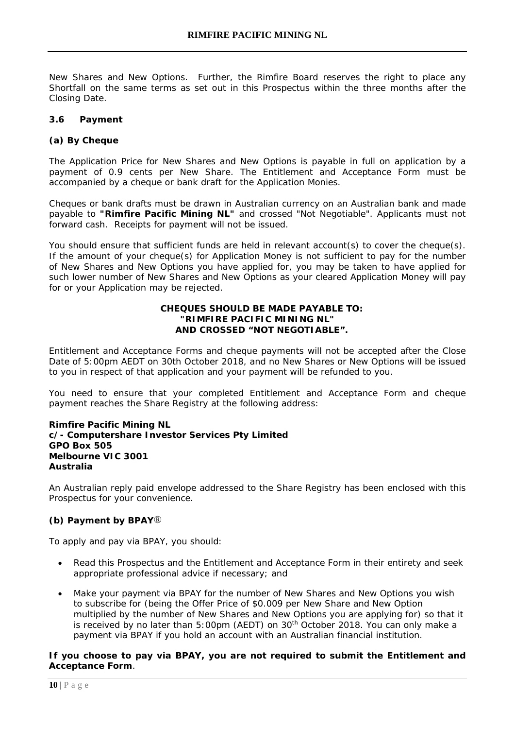New Shares and New Options. Further, the Rimfire Board reserves the right to place any Shortfall on the same terms as set out in this Prospectus within the three months after the Closing Date.

### 3.6 Payment

**(a) By Cheque**

The Application Price for New Shares and New Options is payable in full on application by a payment of 0.9 cents per New Share. The Entitlement and Acceptance Form must be accompanied by a cheque or bank draft for the Application Monies.

Cheques or bank drafts must be drawn in Australian currency on an Australian bank and made payable to **"Rimfire Pacific Mining NL"** and crossed "Not Negotiable". Applicants must not forward cash. Receipts for payment will not be issued.

You should ensure that sufficient funds are held in relevant account(s) to cover the cheque(s). If the amount of your cheque(s) for Application Money is not sufficient to pay for the number of New Shares and New Options you have applied for, you may be taken to have applied for such lower number of New Shares and New Options as your cleared Application Money will pay for or your Application may be rejected.

**CHEQUES SHOULD BE MADE PAYABLE TO:
"RIMFIRE PACIFIC MINING NL"
AND CROSSED "NOT NEGOTIABLE".**

Entitlement and Acceptance Forms and cheque payments will not be accepted after the Close Date of 5:00pm AEDT on 30th October 2018, and no New Shares or New Options will be issued to you in respect of that application and your payment will be refunded to you.

You need to ensure that your completed Entitlement and Acceptance Form and cheque payment reaches the Share Registry at the following address:

**Rimfire Pacific Mining NL
c/- Computershare Investor Services Pty Limited
GPO Box 505
Melbourne VIC 3001
Australia**

An Australian reply paid envelope addressed to the Share Registry has been enclosed with this Prospectus for your convenience.

**(b) Payment by BPAY®**

To apply and pay via BPAY, you should:

- Read this Prospectus and the Entitlement and Acceptance Form in their entirety and seek appropriate professional advice if necessary; and
- Make your payment via BPAY for the number of New Shares and New Options you wish to subscribe for (being the Offer Price of $0.009 per New Share and New Option multiplied by the number of New Shares and New Options you are applying for) so that it is received by no later than 5:00pm (AEDT) on 30th October 2018. You can only make a payment via BPAY if you hold an account with an Australian financial institution.

**If you choose to pay via BPAY, you are not required to submit the Entitlement and Acceptance Form**.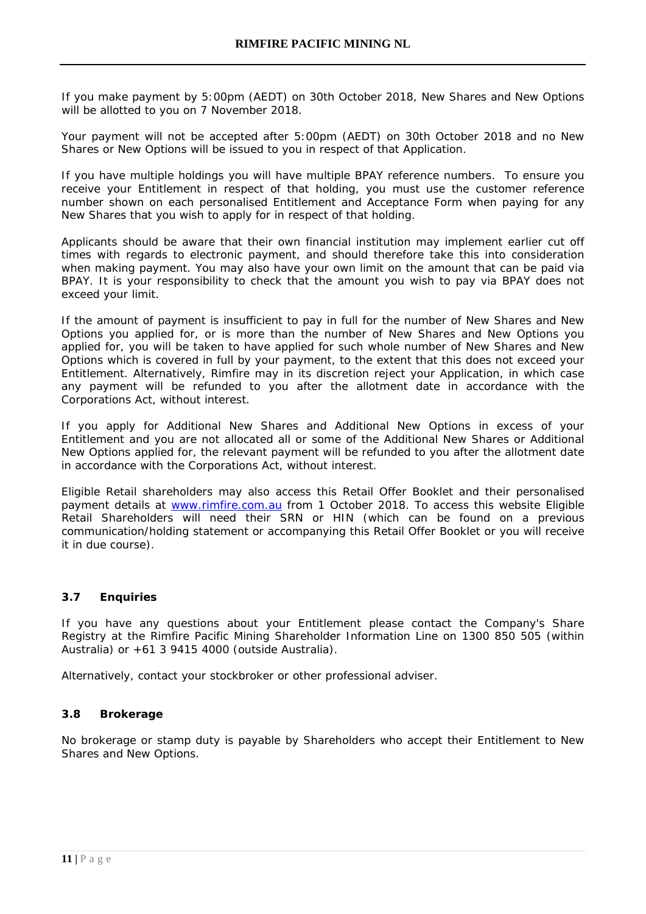If you make payment by 5:00pm (AEDT) on 30th October 2018, New Shares and New Options will be allotted to you on 7 November 2018.

Your payment will not be accepted after 5:00pm (AEDT) on 30th October 2018 and no New Shares or New Options will be issued to you in respect of that Application.

If you have multiple holdings you will have multiple BPAY reference numbers. To ensure you receive your Entitlement in respect of that holding, you must use the customer reference number shown on each personalised Entitlement and Acceptance Form when paying for any New Shares that you wish to apply for in respect of that holding.

Applicants should be aware that their own financial institution may implement earlier cut off times with regards to electronic payment, and should therefore take this into consideration when making payment. You may also have your own limit on the amount that can be paid via BPAY. It is your responsibility to check that the amount you wish to pay via BPAY does not exceed your limit.

If the amount of payment is insufficient to pay in full for the number of New Shares and New Options you applied for, or is more than the number of New Shares and New Options you applied for, you will be taken to have applied for such whole number of New Shares and New Options which is covered in full by your payment, to the extent that this does not exceed your Entitlement. Alternatively, Rimfire may in its discretion reject your Application, in which case any payment will be refunded to you after the allotment date in accordance with the Corporations Act, without interest.

If you apply for Additional New Shares and Additional New Options in excess of your Entitlement and you are not allocated all or some of the Additional New Shares or Additional New Options applied for, the relevant payment will be refunded to you after the allotment date in accordance with the Corporations Act, without interest.

Eligible Retail shareholders may also access this Retail Offer Booklet and their personalised payment details at [www.rimfire.com.au](http://www.rimfire.com.au) from 1 October 2018. To access this website Eligible Retail Shareholders will need their SRN or HIN (which can be found on a previous communication/holding statement or accompanying this Retail Offer Booklet or you will receive it in due course).

### 3.7 Enquiries

If you have any questions about your Entitlement please contact the Company's Share Registry at the Rimfire Pacific Mining Shareholder Information Line on 1300 850 505 (within Australia) or +61 3 9415 4000 (outside Australia).

Alternatively, contact your stockbroker or other professional adviser.

### 3.8 Brokerage

No brokerage or stamp duty is payable by Shareholders who accept their Entitlement to New Shares and New Options.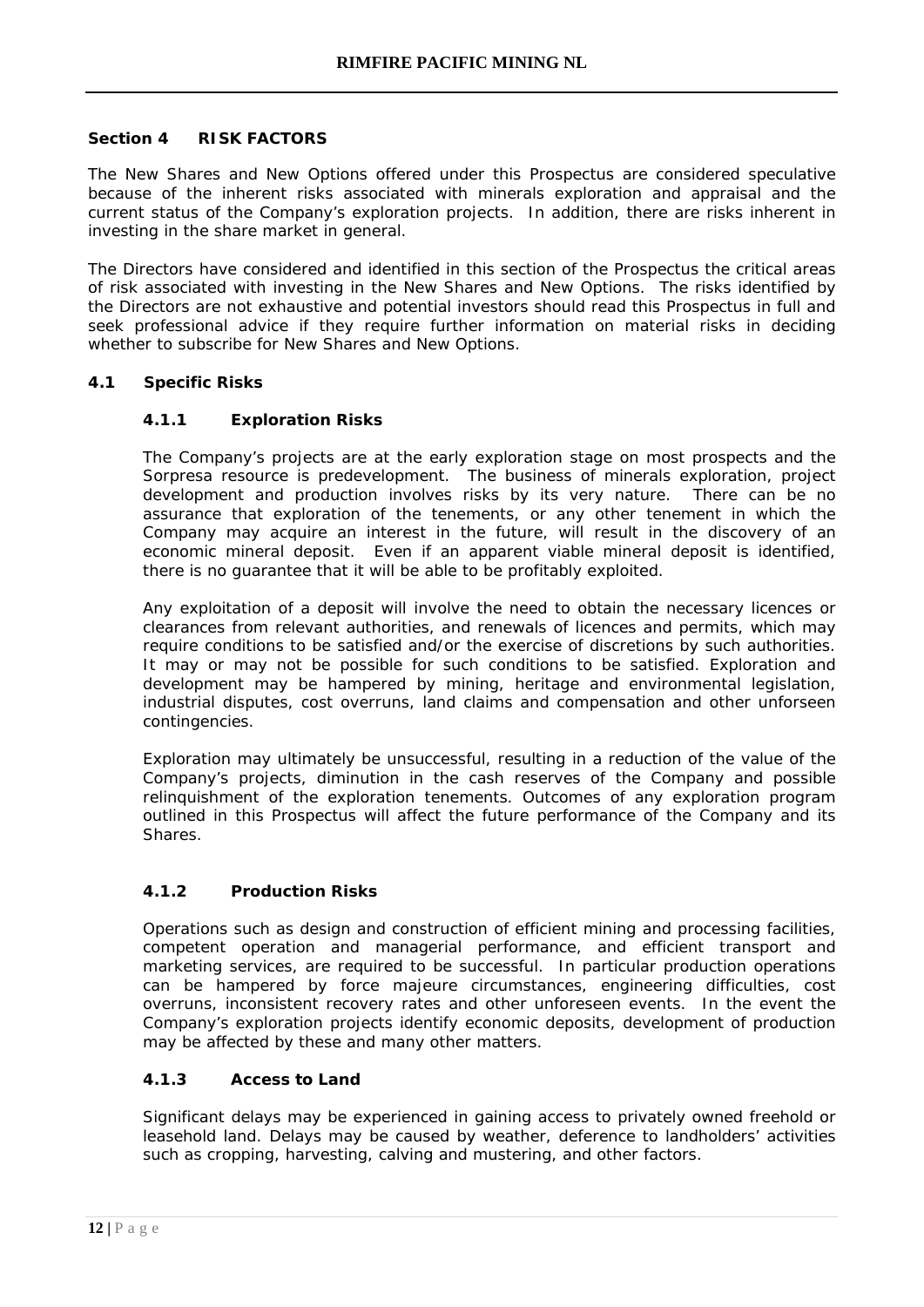## Section 4 RISK FACTORS

The New Shares and New Options offered under this Prospectus are considered speculative because of the inherent risks associated with minerals exploration and appraisal and the current status of the Company's exploration projects. In addition, there are risks inherent in investing in the share market in general.

The Directors have considered and identified in this section of the Prospectus the critical areas of risk associated with investing in the New Shares and New Options. The risks identified by the Directors are not exhaustive and potential investors should read this Prospectus in full and seek professional advice if they require further information on material risks in deciding whether to subscribe for New Shares and New Options.

### 4.1 Specific Risks

#### 4.1.1 Exploration Risks

The Company's projects are at the early exploration stage on most prospects and the Sorpresa resource is predevelopment. The business of minerals exploration, project development and production involves risks by its very nature. There can be no assurance that exploration of the tenements, or any other tenement in which the Company may acquire an interest in the future, will result in the discovery of an economic mineral deposit. Even if an apparent viable mineral deposit is identified, there is no guarantee that it will be able to be profitably exploited.

Any exploitation of a deposit will involve the need to obtain the necessary licences or clearances from relevant authorities, and renewals of licences and permits, which may require conditions to be satisfied and/or the exercise of discretions by such authorities. It may or may not be possible for such conditions to be satisfied. Exploration and development may be hampered by mining, heritage and environmental legislation, industrial disputes, cost overruns, land claims and compensation and other unforseen contingencies.

Exploration may ultimately be unsuccessful, resulting in a reduction of the value of the Company's projects, diminution in the cash reserves of the Company and possible relinquishment of the exploration tenements. Outcomes of any exploration program outlined in this Prospectus will affect the future performance of the Company and its Shares.

#### 4.1.2 Production Risks

Operations such as design and construction of efficient mining and processing facilities, competent operation and managerial performance, and efficient transport and marketing services, are required to be successful. In particular production operations can be hampered by force majeure circumstances, engineering difficulties, cost overruns, inconsistent recovery rates and other unforeseen events. In the event the Company's exploration projects identify economic deposits, development of production may be affected by these and many other matters.

#### 4.1.3 Access to Land

Significant delays may be experienced in gaining access to privately owned freehold or leasehold land. Delays may be caused by weather, deference to landholders' activities such as cropping, harvesting, calving and mustering, and other factors.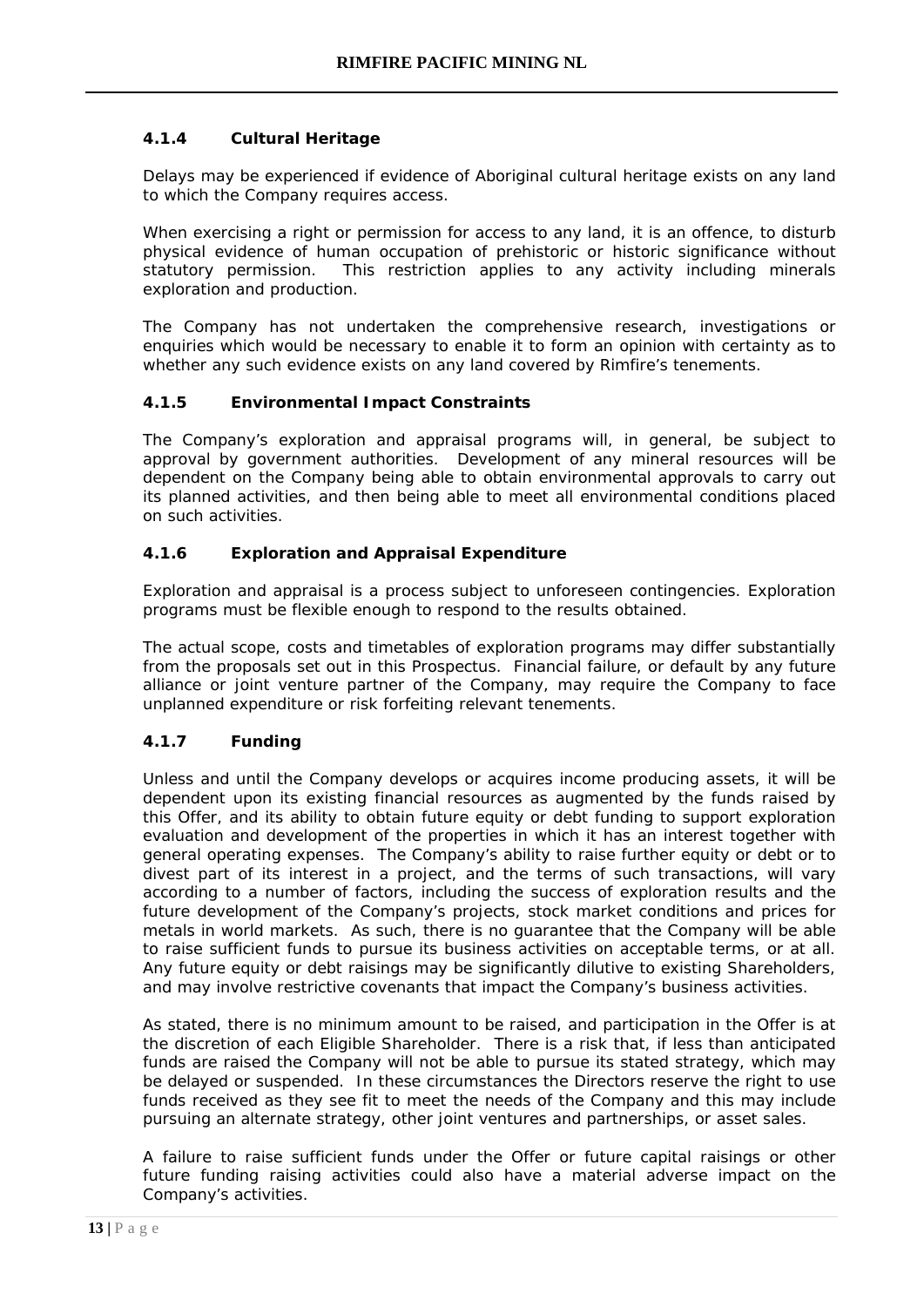#### 4.1.4 Cultural Heritage

Delays may be experienced if evidence of Aboriginal cultural heritage exists on any land to which the Company requires access.

When exercising a right or permission for access to any land, it is an offence, to disturb physical evidence of human occupation of prehistoric or historic significance without statutory permission. This restriction applies to any activity including minerals exploration and production.

The Company has not undertaken the comprehensive research, investigations or enquiries which would be necessary to enable it to form an opinion with certainty as to whether any such evidence exists on any land covered by Rimfire's tenements.

#### 4.1.5 Environmental Impact Constraints

The Company's exploration and appraisal programs will, in general, be subject to approval by government authorities. Development of any mineral resources will be dependent on the Company being able to obtain environmental approvals to carry out its planned activities, and then being able to meet all environmental conditions placed on such activities.

#### 4.1.6 Exploration and Appraisal Expenditure

Exploration and appraisal is a process subject to unforeseen contingencies. Exploration programs must be flexible enough to respond to the results obtained.

The actual scope, costs and timetables of exploration programs may differ substantially from the proposals set out in this Prospectus. Financial failure, or default by any future alliance or joint venture partner of the Company, may require the Company to face unplanned expenditure or risk forfeiting relevant tenements.

#### 4.1.7 Funding

Unless and until the Company develops or acquires income producing assets, it will be dependent upon its existing financial resources as augmented by the funds raised by this Offer, and its ability to obtain future equity or debt funding to support exploration evaluation and development of the properties in which it has an interest together with general operating expenses. The Company's ability to raise further equity or debt or to divest part of its interest in a project, and the terms of such transactions, will vary according to a number of factors, including the success of exploration results and the future development of the Company's projects, stock market conditions and prices for metals in world markets. As such, there is no guarantee that the Company will be able to raise sufficient funds to pursue its business activities on acceptable terms, or at all. Any future equity or debt raisings may be significantly dilutive to existing Shareholders, and may involve restrictive covenants that impact the Company's business activities.

As stated, there is no minimum amount to be raised, and participation in the Offer is at the discretion of each Eligible Shareholder. There is a risk that, if less than anticipated funds are raised the Company will not be able to pursue its stated strategy, which may be delayed or suspended. In these circumstances the Directors reserve the right to use funds received as they see fit to meet the needs of the Company and this may include pursuing an alternate strategy, other joint ventures and partnerships, or asset sales.

A failure to raise sufficient funds under the Offer or future capital raisings or other future funding raising activities could also have a material adverse impact on the Company's activities.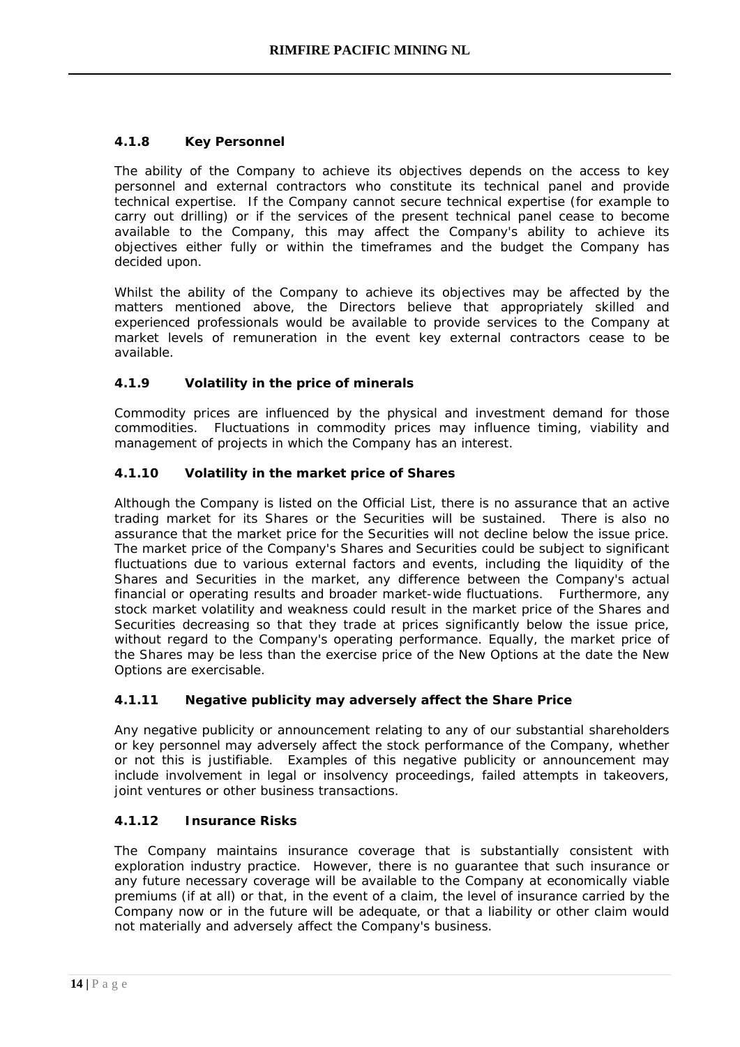#### 4.1.8 Key Personnel

The ability of the Company to achieve its objectives depends on the access to key personnel and external contractors who constitute its technical panel and provide technical expertise. If the Company cannot secure technical expertise (for example to carry out drilling) or if the services of the present technical panel cease to become available to the Company, this may affect the Company's ability to achieve its objectives either fully or within the timeframes and the budget the Company has decided upon.

Whilst the ability of the Company to achieve its objectives may be affected by the matters mentioned above, the Directors believe that appropriately skilled and experienced professionals would be available to provide services to the Company at market levels of remuneration in the event key external contractors cease to be available.

#### 4.1.9 Volatility in the price of minerals

Commodity prices are influenced by the physical and investment demand for those commodities. Fluctuations in commodity prices may influence timing, viability and management of projects in which the Company has an interest.

#### 4.1.10 Volatility in the market price of Shares

Although the Company is listed on the Official List, there is no assurance that an active trading market for its Shares or the Securities will be sustained. There is also no assurance that the market price for the Securities will not decline below the issue price. The market price of the Company's Shares and Securities could be subject to significant fluctuations due to various external factors and events, including the liquidity of the Shares and Securities in the market, any difference between the Company's actual financial or operating results and broader market-wide fluctuations. Furthermore, any stock market volatility and weakness could result in the market price of the Shares and Securities decreasing so that they trade at prices significantly below the issue price, without regard to the Company's operating performance. Equally, the market price of the Shares may be less than the exercise price of the New Options at the date the New Options are exercisable.

#### 4.1.11 Negative publicity may adversely affect the Share Price

Any negative publicity or announcement relating to any of our substantial shareholders or key personnel may adversely affect the stock performance of the Company, whether or not this is justifiable. Examples of this negative publicity or announcement may include involvement in legal or insolvency proceedings, failed attempts in takeovers, joint ventures or other business transactions.

#### 4.1.12 Insurance Risks

The Company maintains insurance coverage that is substantially consistent with exploration industry practice. However, there is no guarantee that such insurance or any future necessary coverage will be available to the Company at economically viable premiums (if at all) or that, in the event of a claim, the level of insurance carried by the Company now or in the future will be adequate, or that a liability or other claim would not materially and adversely affect the Company's business.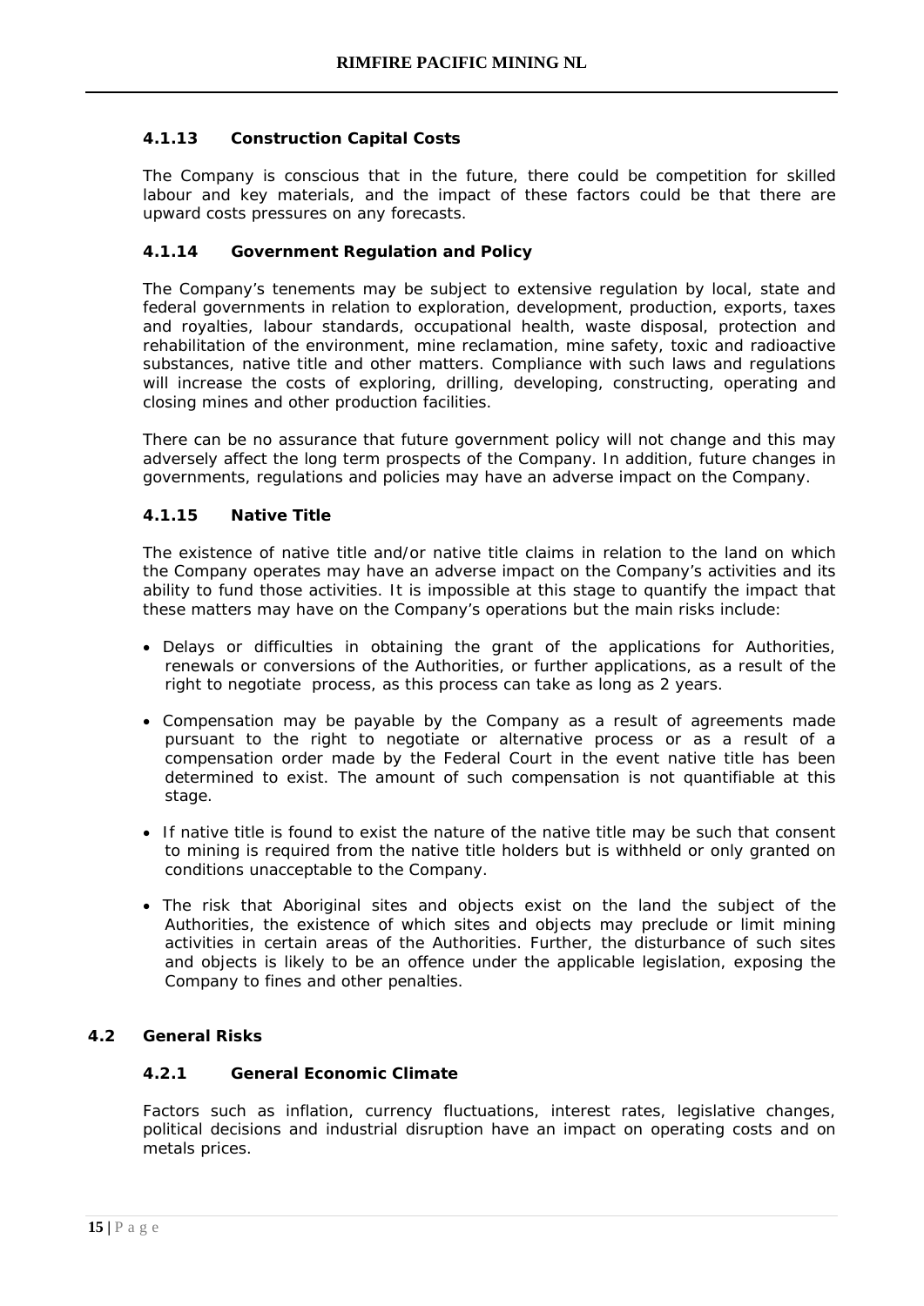#### 4.1.13 Construction Capital Costs

The Company is conscious that in the future, there could be competition for skilled labour and key materials, and the impact of these factors could be that there are upward costs pressures on any forecasts.

#### 4.1.14 Government Regulation and Policy

The Company's tenements may be subject to extensive regulation by local, state and federal governments in relation to exploration, development, production, exports, taxes and royalties, labour standards, occupational health, waste disposal, protection and rehabilitation of the environment, mine reclamation, mine safety, toxic and radioactive substances, native title and other matters. Compliance with such laws and regulations will increase the costs of exploring, drilling, developing, constructing, operating and closing mines and other production facilities.

There can be no assurance that future government policy will not change and this may adversely affect the long term prospects of the Company. In addition, future changes in governments, regulations and policies may have an adverse impact on the Company.

#### 4.1.15 Native Title

The existence of native title and/or native title claims in relation to the land on which the Company operates may have an adverse impact on the Company's activities and its ability to fund those activities. It is impossible at this stage to quantify the impact that these matters may have on the Company's operations but the main risks include:

- Delays or difficulties in obtaining the grant of the applications for Authorities, renewals or conversions of the Authorities, or further applications, as a result of the right to negotiate process, as this process can take as long as 2 years.
- Compensation may be payable by the Company as a result of agreements made pursuant to the right to negotiate or alternative process or as a result of a compensation order made by the Federal Court in the event native title has been determined to exist. The amount of such compensation is not quantifiable at this stage.
- If native title is found to exist the nature of the native title may be such that consent to mining is required from the native title holders but is withheld or only granted on conditions unacceptable to the Company.
- The risk that Aboriginal sites and objects exist on the land the subject of the Authorities, the existence of which sites and objects may preclude or limit mining activities in certain areas of the Authorities. Further, the disturbance of such sites and objects is likely to be an offence under the applicable legislation, exposing the Company to fines and other penalties.

### 4.2 General Risks

#### 4.2.1 General Economic Climate

Factors such as inflation, currency fluctuations, interest rates, legislative changes, political decisions and industrial disruption have an impact on operating costs and on metals prices.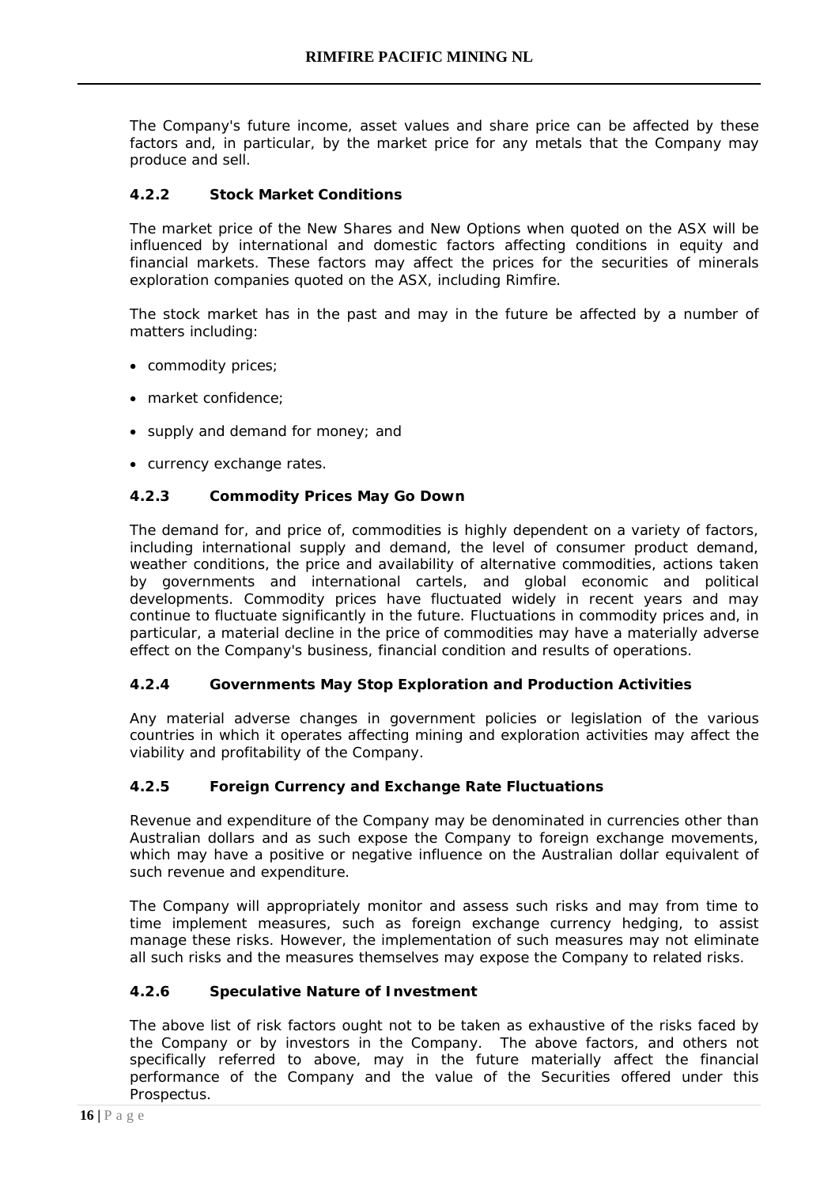The Company's future income, asset values and share price can be affected by these factors and, in particular, by the market price for any metals that the Company may produce and sell.

### 4.2.2 Stock Market Conditions

The market price of the New Shares and New Options when quoted on the ASX will be influenced by international and domestic factors affecting conditions in equity and financial markets. These factors may affect the prices for the securities of minerals exploration companies quoted on the ASX, including Rimfire.

The stock market has in the past and may in the future be affected by a number of matters including:

- commodity prices;
- market confidence;
- supply and demand for money; and
- currency exchange rates.

### 4.2.3 Commodity Prices May Go Down

The demand for, and price of, commodities is highly dependent on a variety of factors, including international supply and demand, the level of consumer product demand, weather conditions, the price and availability of alternative commodities, actions taken by governments and international cartels, and global economic and political developments. Commodity prices have fluctuated widely in recent years and may continue to fluctuate significantly in the future. Fluctuations in commodity prices and, in particular, a material decline in the price of commodities may have a materially adverse effect on the Company's business, financial condition and results of operations.

### 4.2.4 Governments May Stop Exploration and Production Activities

Any material adverse changes in government policies or legislation of the various countries in which it operates affecting mining and exploration activities may affect the viability and profitability of the Company.

### 4.2.5 Foreign Currency and Exchange Rate Fluctuations

Revenue and expenditure of the Company may be denominated in currencies other than Australian dollars and as such expose the Company to foreign exchange movements, which may have a positive or negative influence on the Australian dollar equivalent of such revenue and expenditure.

The Company will appropriately monitor and assess such risks and may from time to time implement measures, such as foreign exchange currency hedging, to assist manage these risks. However, the implementation of such measures may not eliminate all such risks and the measures themselves may expose the Company to related risks.

### 4.2.6 Speculative Nature of Investment

The above list of risk factors ought not to be taken as exhaustive of the risks faced by the Company or by investors in the Company. The above factors, and others not specifically referred to above, may in the future materially affect the financial performance of the Company and the value of the Securities offered under this Prospectus.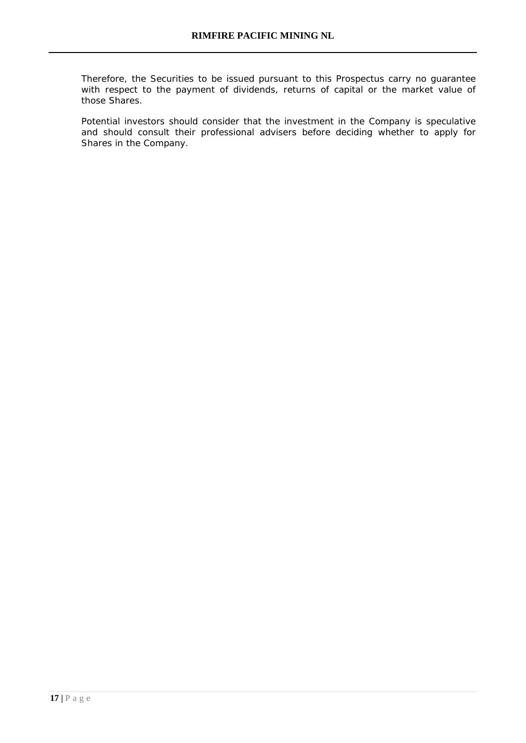Therefore, the Securities to be issued pursuant to this Prospectus carry no guarantee with respect to the payment of dividends, returns of capital or the market value of those Shares.

Potential investors should consider that the investment in the Company is speculative and should consult their professional advisers before deciding whether to apply for Shares in the Company.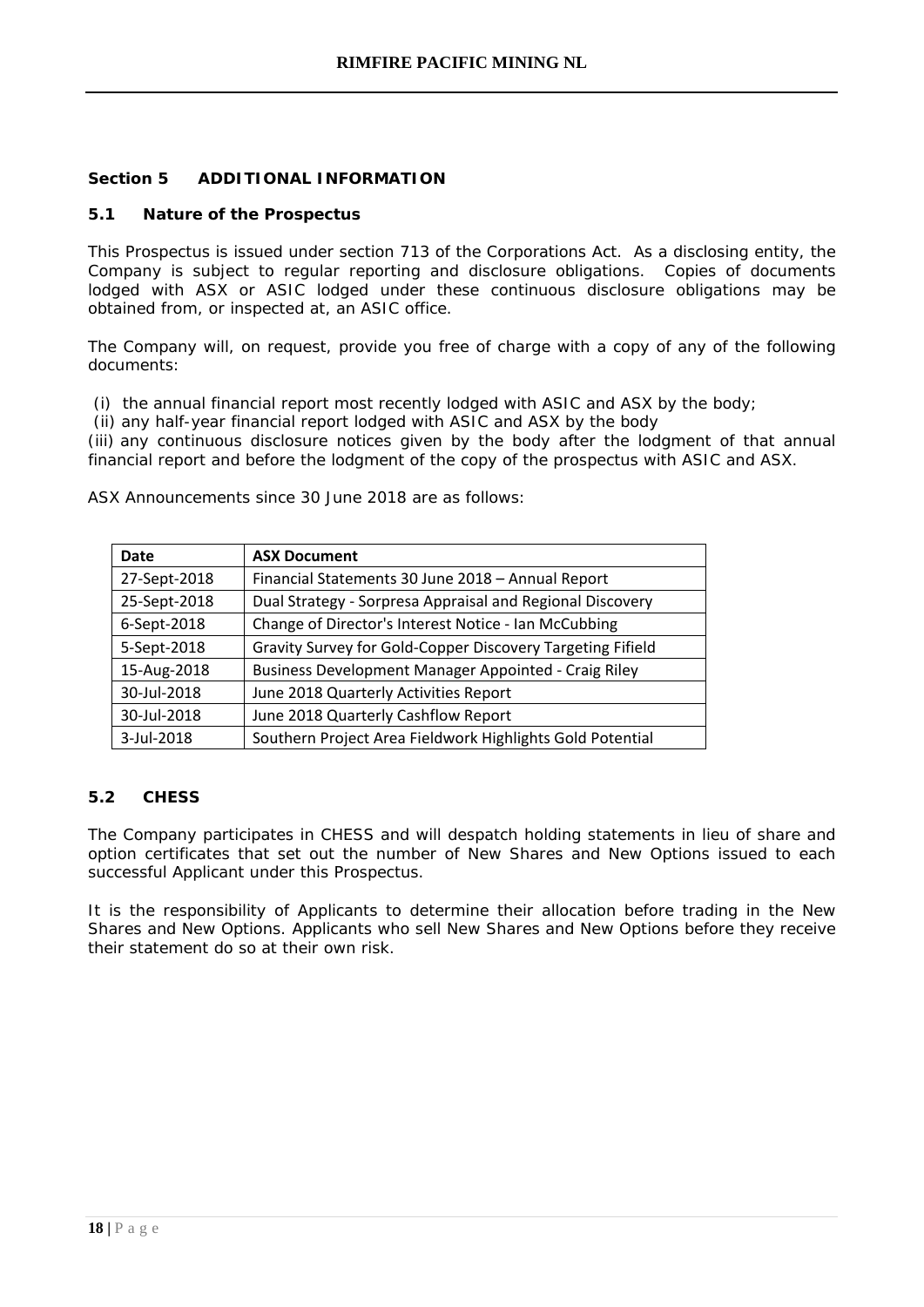## Section 5 ADDITIONAL INFORMATION

### 5.1 Nature of the Prospectus

This Prospectus is issued under section 713 of the Corporations Act. As a disclosing entity, the Company is subject to regular reporting and disclosure obligations. Copies of documents lodged with ASX or ASIC lodged under these continuous disclosure obligations may be obtained from, or inspected at, an ASIC office.

The Company will, on request, provide you free of charge with a copy of any of the following documents:

(i) the annual financial report most recently lodged with ASIC and ASX by the body;
(ii) any half-year financial report lodged with ASIC and ASX by the body
(iii) any continuous disclosure notices given by the body after the lodgment of that annual financial report and before the lodgment of the copy of the prospectus with ASIC and ASX.

ASX Announcements since 30 June 2018 are as follows:

| Date | ASX Document |
|---|---|
| 27-Sept-2018 | Financial Statements 30 June 2018 – Annual Report |
| 25-Sept-2018 | Dual Strategy - Sorpresa Appraisal and Regional Discovery |
| 6-Sept-2018 | Change of Director's Interest Notice - Ian McCubbing |
| 5-Sept-2018 | Gravity Survey for Gold-Copper Discovery Targeting Fifield |
| 15-Aug-2018 | Business Development Manager Appointed - Craig Riley |
| 30-Jul-2018 | June 2018 Quarterly Activities Report |
| 30-Jul-2018 | June 2018 Quarterly Cashflow Report |
| 3-Jul-2018 | Southern Project Area Fieldwork Highlights Gold Potential |

### 5.2 CHESS

The Company participates in CHESS and will despatch holding statements in lieu of share and option certificates that set out the number of New Shares and New Options issued to each successful Applicant under this Prospectus.

It is the responsibility of Applicants to determine their allocation before trading in the New Shares and New Options. Applicants who sell New Shares and New Options before they receive their statement do so at their own risk.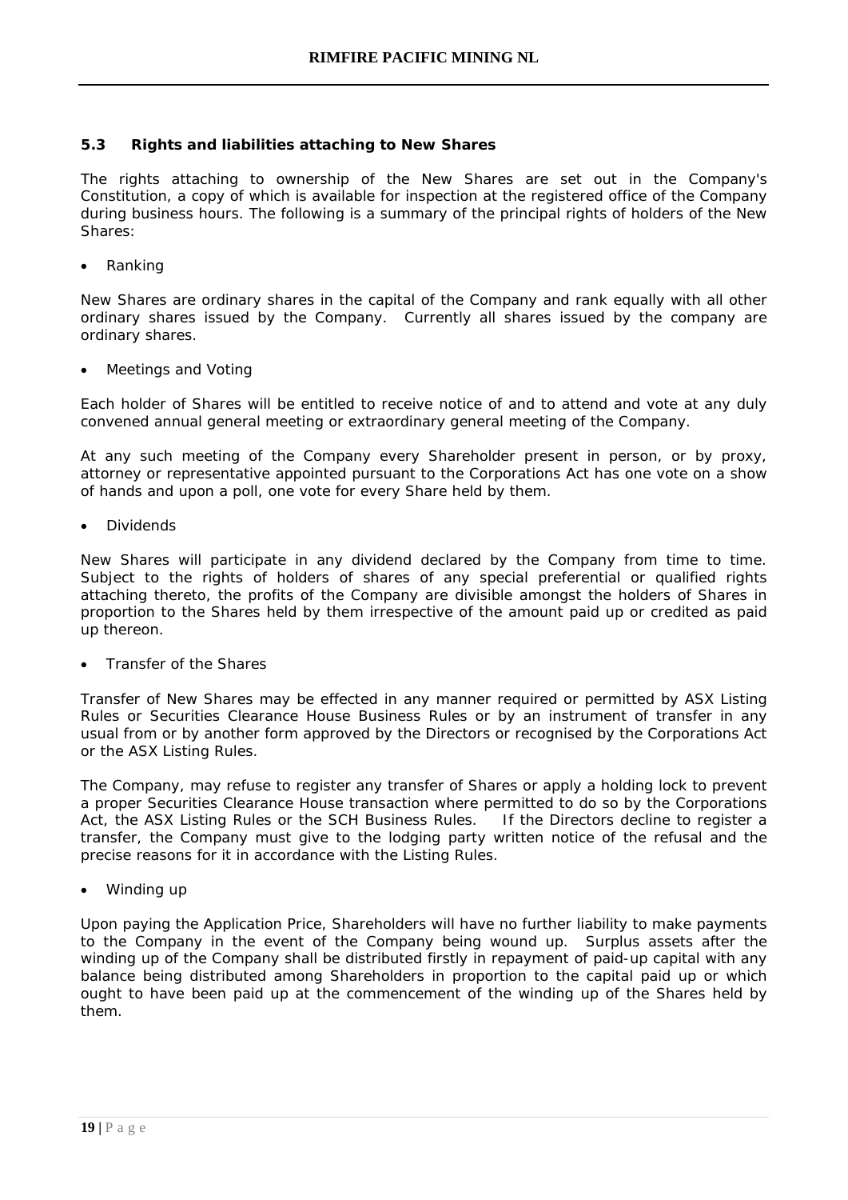### 5.3 Rights and liabilities attaching to New Shares

The rights attaching to ownership of the New Shares are set out in the Company's Constitution, a copy of which is available for inspection at the registered office of the Company during business hours. The following is a summary of the principal rights of holders of the New Shares:

- Ranking

New Shares are ordinary shares in the capital of the Company and rank equally with all other ordinary shares issued by the Company. Currently all shares issued by the company are ordinary shares.

- Meetings and Voting

Each holder of Shares will be entitled to receive notice of and to attend and vote at any duly convened annual general meeting or extraordinary general meeting of the Company.

At any such meeting of the Company every Shareholder present in person, or by proxy, attorney or representative appointed pursuant to the Corporations Act has one vote on a show of hands and upon a poll, one vote for every Share held by them.

- Dividends

New Shares will participate in any dividend declared by the Company from time to time. Subject to the rights of holders of shares of any special preferential or qualified rights attaching thereto, the profits of the Company are divisible amongst the holders of Shares in proportion to the Shares held by them irrespective of the amount paid up or credited as paid up thereon.

- Transfer of the Shares

Transfer of New Shares may be effected in any manner required or permitted by ASX Listing Rules or Securities Clearance House Business Rules or by an instrument of transfer in any usual from or by another form approved by the Directors or recognised by the Corporations Act or the ASX Listing Rules.

The Company, may refuse to register any transfer of Shares or apply a holding lock to prevent a proper Securities Clearance House transaction where permitted to do so by the Corporations Act, the ASX Listing Rules or the SCH Business Rules. If the Directors decline to register a transfer, the Company must give to the lodging party written notice of the refusal and the precise reasons for it in accordance with the Listing Rules.

- Winding up

Upon paying the Application Price, Shareholders will have no further liability to make payments to the Company in the event of the Company being wound up. Surplus assets after the winding up of the Company shall be distributed firstly in repayment of paid-up capital with any balance being distributed among Shareholders in proportion to the capital paid up or which ought to have been paid up at the commencement of the winding up of the Shares held by them.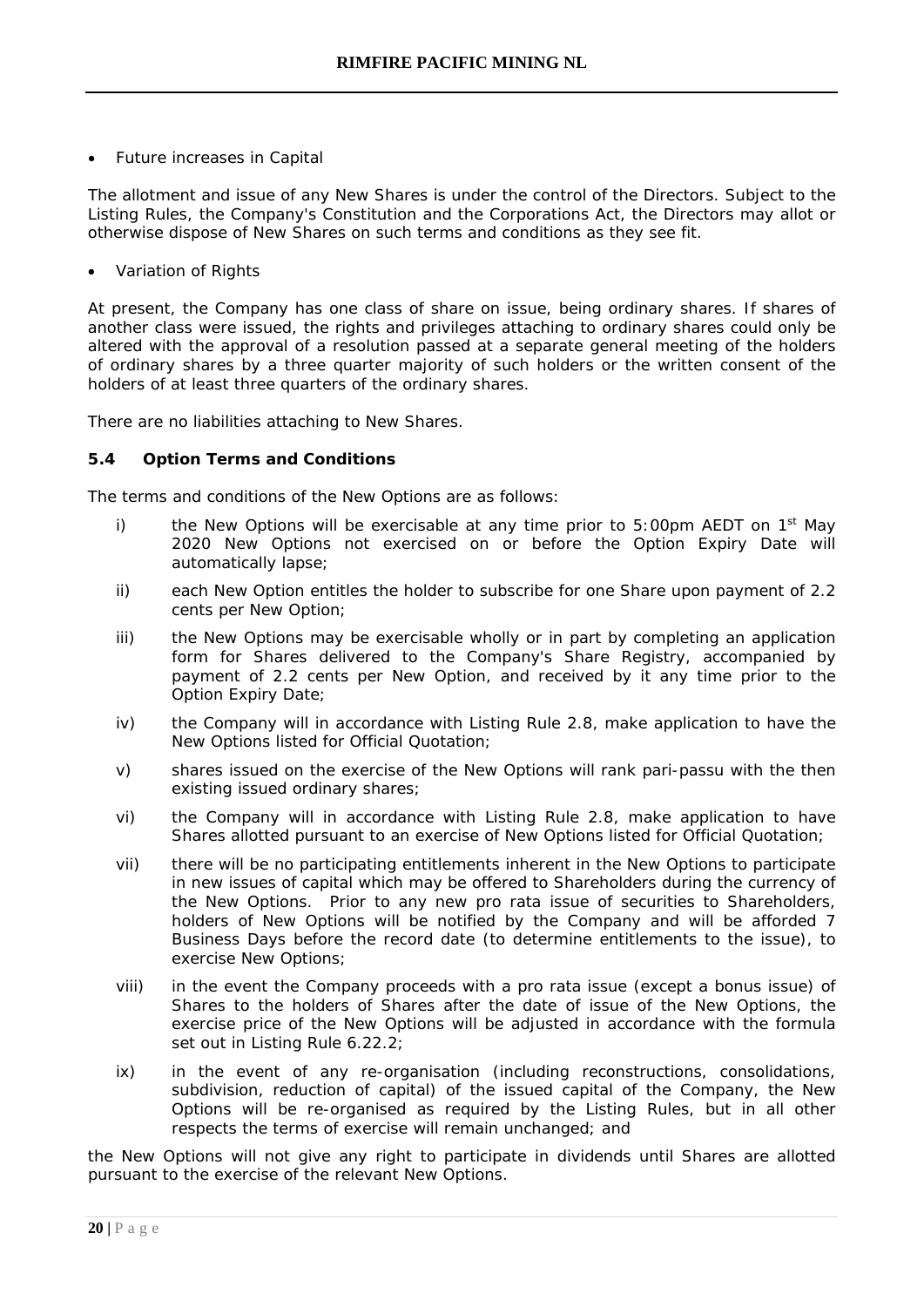- Future increases in Capital

The allotment and issue of any New Shares is under the control of the Directors. Subject to the Listing Rules, the Company's Constitution and the Corporations Act, the Directors may allot or otherwise dispose of New Shares on such terms and conditions as they see fit.

- Variation of Rights

At present, the Company has one class of share on issue, being ordinary shares. If shares of another class were issued, the rights and privileges attaching to ordinary shares could only be altered with the approval of a resolution passed at a separate general meeting of the holders of ordinary shares by a three quarter majority of such holders or the written consent of the holders of at least three quarters of the ordinary shares.

There are no liabilities attaching to New Shares.

### 5.4 Option Terms and Conditions

The terms and conditions of the New Options are as follows:

i) the New Options will be exercisable at any time prior to 5:00pm AEDT on 1st May 2020 New Options not exercised on or before the Option Expiry Date will automatically lapse;

ii) each New Option entitles the holder to subscribe for one Share upon payment of 2.2 cents per New Option;

iii) the New Options may be exercisable wholly or in part by completing an application form for Shares delivered to the Company's Share Registry, accompanied by payment of 2.2 cents per New Option, and received by it any time prior to the Option Expiry Date;

iv) the Company will in accordance with Listing Rule 2.8, make application to have the New Options listed for Official Quotation;

v) shares issued on the exercise of the New Options will rank pari-passu with the then existing issued ordinary shares;

vi) the Company will in accordance with Listing Rule 2.8, make application to have Shares allotted pursuant to an exercise of New Options listed for Official Quotation;

vii) there will be no participating entitlements inherent in the New Options to participate in new issues of capital which may be offered to Shareholders during the currency of the New Options. Prior to any new pro rata issue of securities to Shareholders, holders of New Options will be notified by the Company and will be afforded 7 Business Days before the record date (to determine entitlements to the issue), to exercise New Options;

viii) in the event the Company proceeds with a pro rata issue (except a bonus issue) of Shares to the holders of Shares after the date of issue of the New Options, the exercise price of the New Options will be adjusted in accordance with the formula set out in Listing Rule 6.22.2;

ix) in the event of any re-organisation (including reconstructions, consolidations, subdivision, reduction of capital) of the issued capital of the Company, the New Options will be re-organised as required by the Listing Rules, but in all other respects the terms of exercise will remain unchanged; and

the New Options will not give any right to participate in dividends until Shares are allotted pursuant to the exercise of the relevant New Options.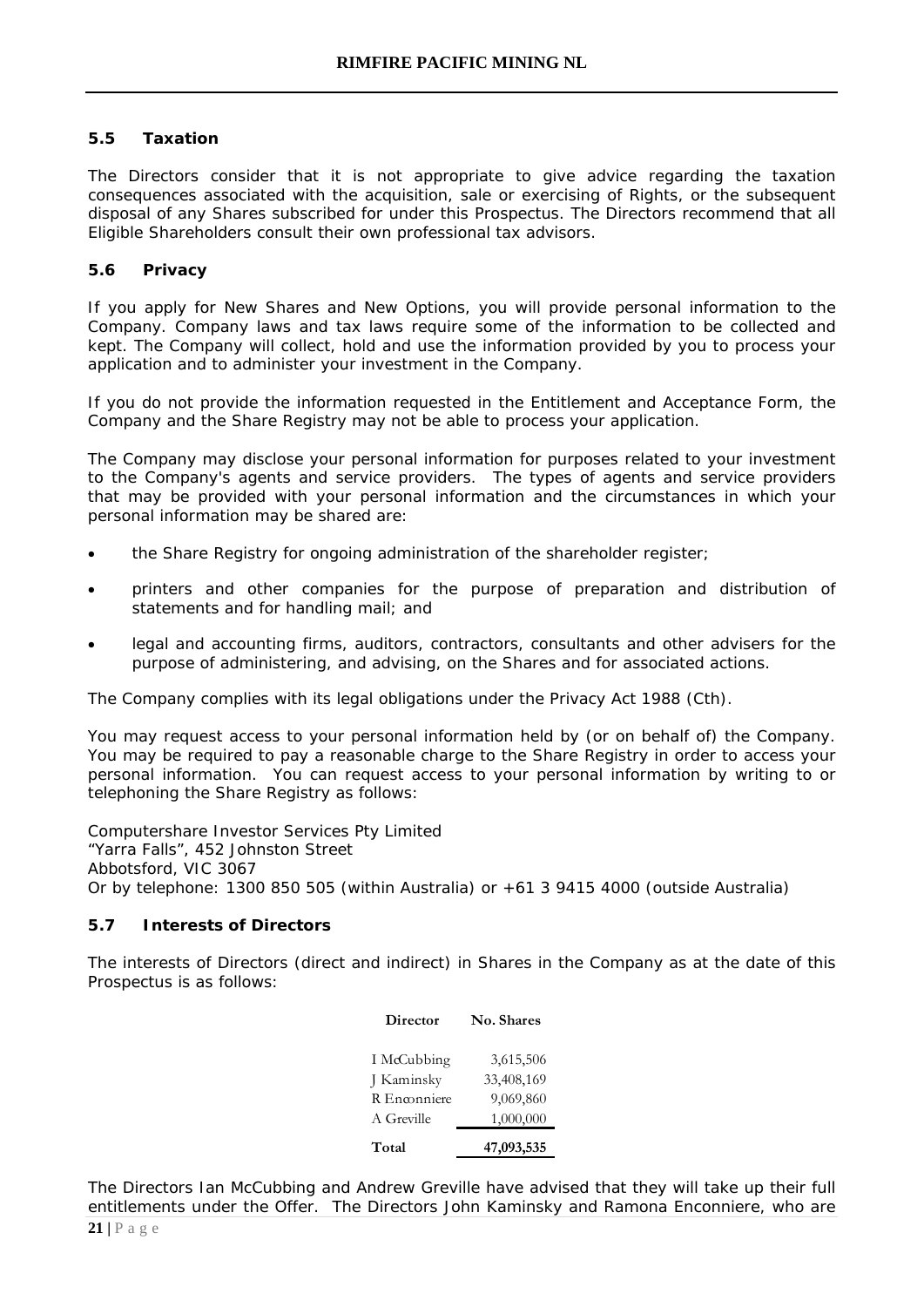### 5.5 Taxation

The Directors consider that it is not appropriate to give advice regarding the taxation consequences associated with the acquisition, sale or exercising of Rights, or the subsequent disposal of any Shares subscribed for under this Prospectus. The Directors recommend that all Eligible Shareholders consult their own professional tax advisors.

### 5.6 Privacy

If you apply for New Shares and New Options, you will provide personal information to the Company. Company laws and tax laws require some of the information to be collected and kept. The Company will collect, hold and use the information provided by you to process your application and to administer your investment in the Company.

If you do not provide the information requested in the Entitlement and Acceptance Form, the Company and the Share Registry may not be able to process your application.

The Company may disclose your personal information for purposes related to your investment to the Company's agents and service providers. The types of agents and service providers that may be provided with your personal information and the circumstances in which your personal information may be shared are:

- the Share Registry for ongoing administration of the shareholder register;
- printers and other companies for the purpose of preparation and distribution of statements and for handling mail; and
- legal and accounting firms, auditors, contractors, consultants and other advisers for the purpose of administering, and advising, on the Shares and for associated actions.

The Company complies with its legal obligations under the Privacy Act 1988 (Cth).

You may request access to your personal information held by (or on behalf of) the Company. You may be required to pay a reasonable charge to the Share Registry in order to access your personal information. You can request access to your personal information by writing to or telephoning the Share Registry as follows:

Computershare Investor Services Pty Limited
"Yarra Falls", 452 Johnston Street
Abbotsford, VIC 3067
Or by telephone: 1300 850 505 (within Australia) or +61 3 9415 4000 (outside Australia)

### 5.7 Interests of Directors

The interests of Directors (direct and indirect) in Shares in the Company as at the date of this Prospectus is as follows:

| Director | No. Shares |
|---|---|
| I McCubbing | 3,615,506 |
| J Kaminsky | 33,408,169 |
| R Enconniere | 9,069,860 |
| A Greville | 1,000,000 |
| **Total** | **47,093,535** |

The Directors Ian McCubbing and Andrew Greville have advised that they will take up their full entitlements under the Offer. The Directors John Kaminsky and Ramona Enconniere, who are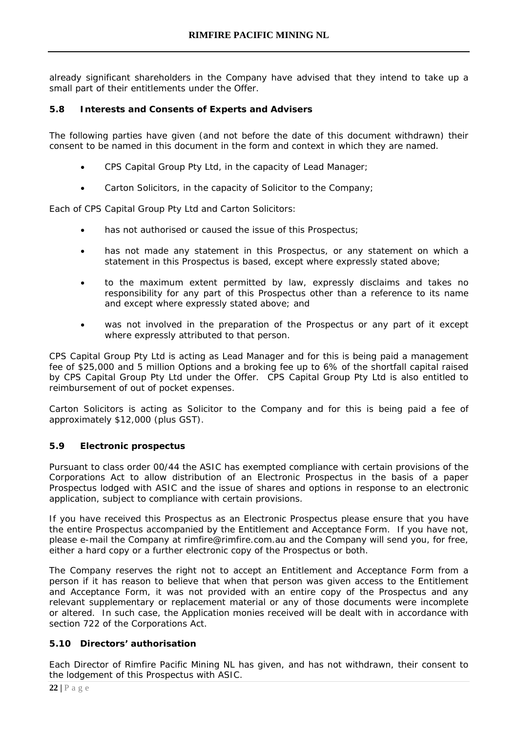already significant shareholders in the Company have advised that they intend to take up a small part of their entitlements under the Offer.

## 5.8 Interests and Consents of Experts and Advisers

The following parties have given (and not before the date of this document withdrawn) their consent to be named in this document in the form and context in which they are named.

- CPS Capital Group Pty Ltd, in the capacity of Lead Manager;
- Carton Solicitors, in the capacity of Solicitor to the Company;

Each of CPS Capital Group Pty Ltd and Carton Solicitors:

- has not authorised or caused the issue of this Prospectus;
- has not made any statement in this Prospectus, or any statement on which a statement in this Prospectus is based, except where expressly stated above;
- to the maximum extent permitted by law, expressly disclaims and takes no responsibility for any part of this Prospectus other than a reference to its name and except where expressly stated above; and
- was not involved in the preparation of the Prospectus or any part of it except where expressly attributed to that person.

CPS Capital Group Pty Ltd is acting as Lead Manager and for this is being paid a management fee of $25,000 and 5 million Options and a broking fee up to 6% of the shortfall capital raised by CPS Capital Group Pty Ltd under the Offer. CPS Capital Group Pty Ltd is also entitled to reimbursement of out of pocket expenses.

Carton Solicitors is acting as Solicitor to the Company and for this is being paid a fee of approximately $12,000 (plus GST).

## 5.9 Electronic prospectus

Pursuant to class order 00/44 the ASIC has exempted compliance with certain provisions of the Corporations Act to allow distribution of an Electronic Prospectus in the basis of a paper Prospectus lodged with ASIC and the issue of shares and options in response to an electronic application, subject to compliance with certain provisions.

If you have received this Prospectus as an Electronic Prospectus please ensure that you have the entire Prospectus accompanied by the Entitlement and Acceptance Form. If you have not, please e-mail the Company at rimfire@rimfire.com.au and the Company will send you, for free, either a hard copy or a further electronic copy of the Prospectus or both.

The Company reserves the right not to accept an Entitlement and Acceptance Form from a person if it has reason to believe that when that person was given access to the Entitlement and Acceptance Form, it was not provided with an entire copy of the Prospectus and any relevant supplementary or replacement material or any of those documents were incomplete or altered. In such case, the Application monies received will be dealt with in accordance with section 722 of the Corporations Act.

## 5.10 Directors' authorisation

Each Director of Rimfire Pacific Mining NL has given, and has not withdrawn, their consent to the lodgement of this Prospectus with ASIC.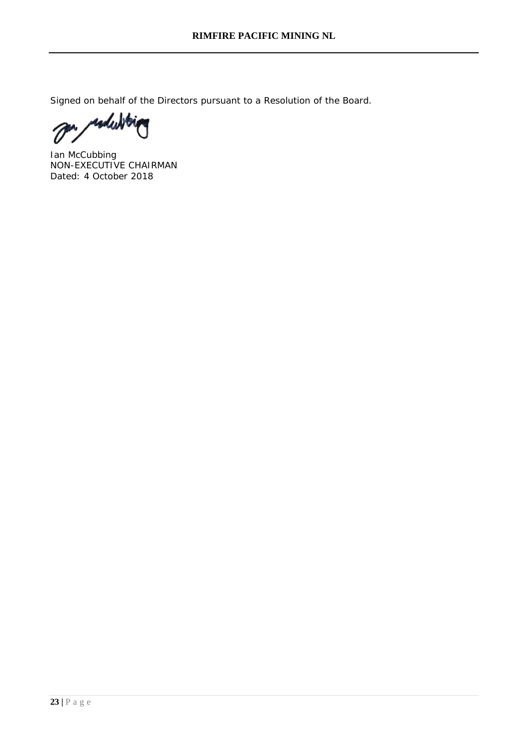Signed on behalf of the Directors pursuant to a Resolution of the Board.

Ian McCubbing
NON-EXECUTIVE CHAIRMAN
Dated: 4 October 2018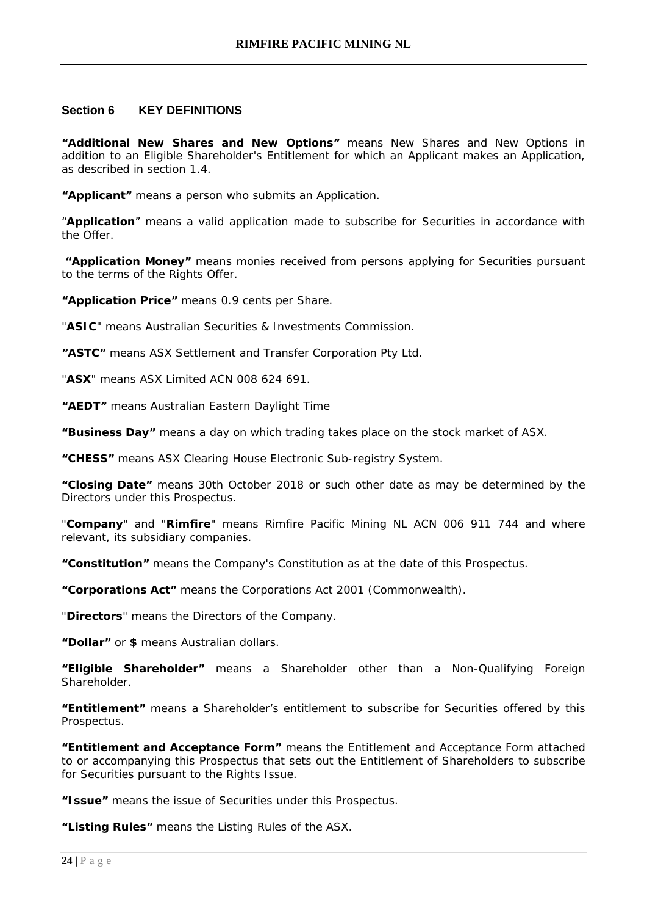## Section 6 KEY DEFINITIONS

**"Additional New Shares and New Options"** means New Shares and New Options in addition to an Eligible Shareholder's Entitlement for which an Applicant makes an Application, as described in section 1.4.

**"Applicant"** means a person who submits an Application.

"**Application**" means a valid application made to subscribe for Securities in accordance with the Offer.

**"Application Money"** means monies received from persons applying for Securities pursuant to the terms of the Rights Offer.

**"Application Price"** means 0.9 cents per Share.

"**ASIC**" means Australian Securities & Investments Commission.

**"ASTC"** means ASX Settlement and Transfer Corporation Pty Ltd.

"**ASX**" means ASX Limited ACN 008 624 691.

**"AEDT"** means Australian Eastern Daylight Time

**"Business Day"** means a day on which trading takes place on the stock market of ASX.

**"CHESS"** means ASX Clearing House Electronic Sub-registry System.

**"Closing Date"** means 30th October 2018 or such other date as may be determined by the Directors under this Prospectus.

"**Company**" and "**Rimfire**" means Rimfire Pacific Mining NL ACN 006 911 744 and where relevant, its subsidiary companies.

**"Constitution"** means the Company's Constitution as at the date of this Prospectus.

**"Corporations Act"** means the Corporations Act 2001 (Commonwealth).

"**Directors**" means the Directors of the Company.

**"Dollar"** or **$** means Australian dollars.

**"Eligible Shareholder"** means a Shareholder other than a Non-Qualifying Foreign Shareholder.

**"Entitlement"** means a Shareholder's entitlement to subscribe for Securities offered by this Prospectus.

**"Entitlement and Acceptance Form"** means the Entitlement and Acceptance Form attached to or accompanying this Prospectus that sets out the Entitlement of Shareholders to subscribe for Securities pursuant to the Rights Issue.

**"Issue"** means the issue of Securities under this Prospectus.

**"Listing Rules"** means the Listing Rules of the ASX.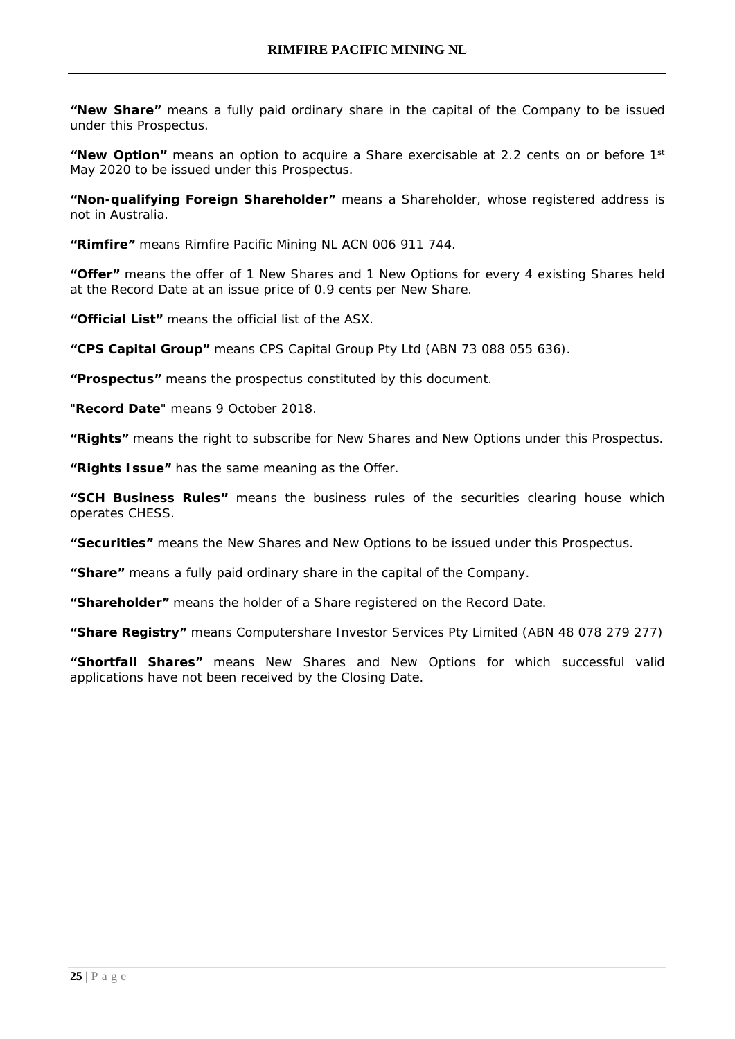**"New Share"** means a fully paid ordinary share in the capital of the Company to be issued under this Prospectus.

**"New Option"** means an option to acquire a Share exercisable at 2.2 cents on or before 1st May 2020 to be issued under this Prospectus.

**"Non-qualifying Foreign Shareholder"** means a Shareholder, whose registered address is not in Australia.

**"Rimfire"** means Rimfire Pacific Mining NL ACN 006 911 744.

**"Offer"** means the offer of 1 New Shares and 1 New Options for every 4 existing Shares held at the Record Date at an issue price of 0.9 cents per New Share.

**"Official List"** means the official list of the ASX.

**"CPS Capital Group"** means CPS Capital Group Pty Ltd (ABN 73 088 055 636).

**"Prospectus"** means the prospectus constituted by this document.

"**Record Date**" means 9 October 2018.

**"Rights"** means the right to subscribe for New Shares and New Options under this Prospectus.

**"Rights Issue"** has the same meaning as the Offer.

**"SCH Business Rules"** means the business rules of the securities clearing house which operates CHESS.

**"Securities"** means the New Shares and New Options to be issued under this Prospectus.

**"Share"** means a fully paid ordinary share in the capital of the Company.

**"Shareholder"** means the holder of a Share registered on the Record Date.

**"Share Registry"** means Computershare Investor Services Pty Limited (ABN 48 078 279 277)

**"Shortfall Shares"** means New Shares and New Options for which successful valid applications have not been received by the Closing Date.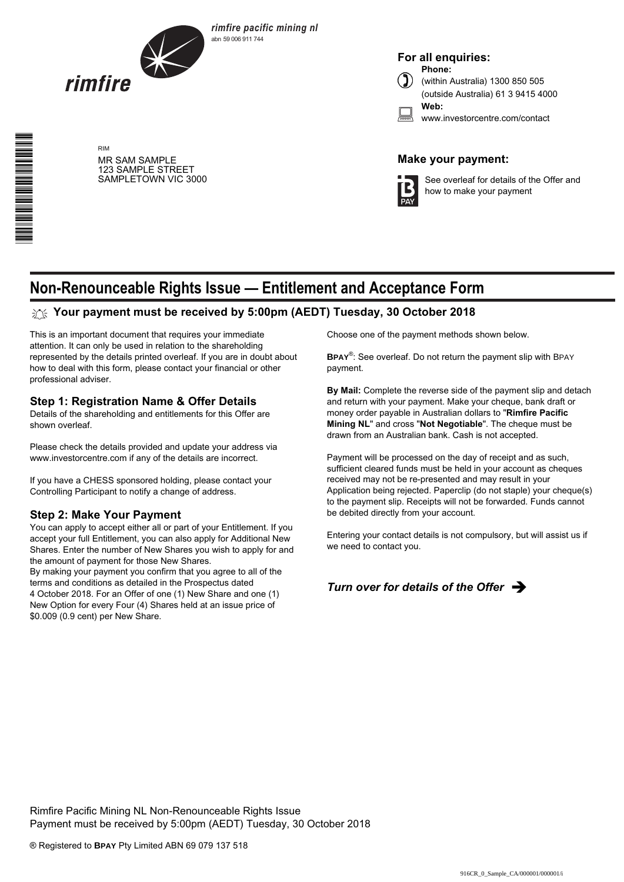**rimfire pacific mining nl**
abn 59 006 911 744

rimfire

**For all enquiries:**

**Phone:**
(within Australia) 1300 850 505
(outside Australia) 61 3 9415 4000

**Web:**
www.investorcentre.com/contact

RIM
MR SAM SAMPLE
123 SAMPLE STREET
SAMPLETOWN VIC 3000

**Make your payment:**

See overleaf for details of the Offer and how to make your payment

# Non-Renounceable Rights Issue — Entitlement and Acceptance Form

**Your payment must be received by 5:00pm (AEDT) Tuesday, 30 October 2018**

This is an important document that requires your immediate attention. It can only be used in relation to the shareholding represented by the details printed overleaf. If you are in doubt about how to deal with this form, please contact your financial or other professional adviser.

## Step 1: Registration Name & Offer Details

Details of the shareholding and entitlements for this Offer are shown overleaf.

Please check the details provided and update your address via www.investorcentre.com if any of the details are incorrect.

If you have a CHESS sponsored holding, please contact your Controlling Participant to notify a change of address.

## Step 2: Make Your Payment

You can apply to accept either all or part of your Entitlement. If you accept your full Entitlement, you can also apply for Additional New Shares. Enter the number of New Shares you wish to apply for and the amount of payment for those New Shares.

By making your payment you confirm that you agree to all of the terms and conditions as detailed in the Prospectus dated 4 October 2018. For an Offer of one (1) New Share and one (1) New Option for every Four (4) Shares held at an issue price of $0.009 (0.9 cent) per New Share.

Choose one of the payment methods shown below.

**BPAY**®: See overleaf. Do not return the payment slip with BPAY payment.

**By Mail:** Complete the reverse side of the payment slip and detach and return with your payment. Make your cheque, bank draft or money order payable in Australian dollars to "**Rimfire Pacific Mining NL**" and cross "**Not Negotiable**". The cheque must be drawn from an Australian bank. Cash is not accepted.

Payment will be processed on the day of receipt and as such, sufficient cleared funds must be held in your account as cheques received may not be re-presented and may result in your Application being rejected. Paperclip (do not staple) your cheque(s) to the payment slip. Receipts will not be forwarded. Funds cannot be debited directly from your account.

Entering your contact details is not compulsory, but will assist us if we need to contact you.

*Turn over for details of the Offer* ➔

Rimfire Pacific Mining NL Non-Renounceable Rights Issue
Payment must be received by 5:00pm (AEDT) Tuesday, 30 October 2018

® Registered to **BPAY** Pty Limited ABN 69 079 137 518

916CR_0_Sample_CA/000001/000001/i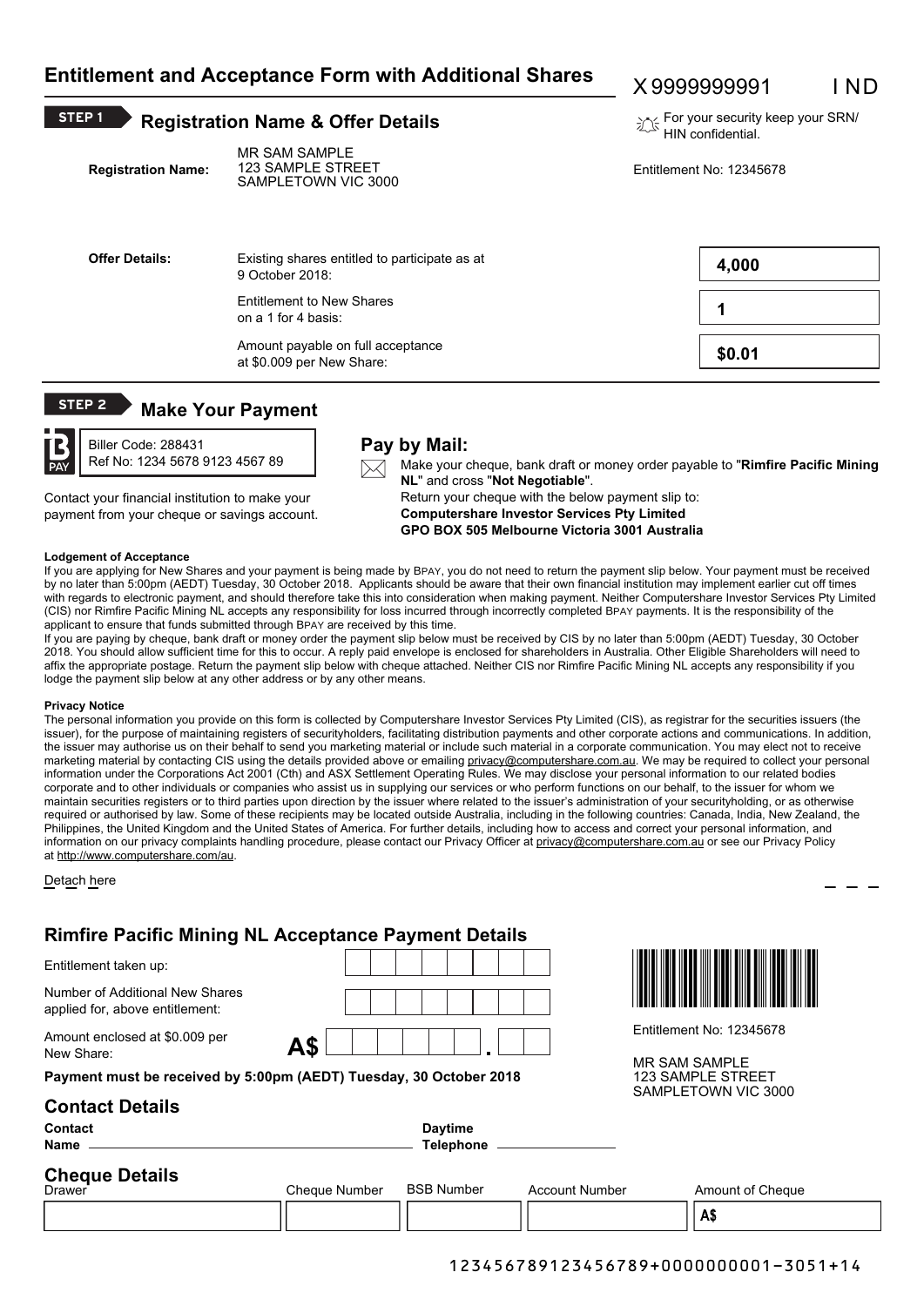# Entitlement and Acceptance Form with Additional Shares

X 9999999991 IND

## STEP 1 Registration Name & Offer Details

For your security keep your SRN/HIN confidential.

**Registration Name:**
MR SAM SAMPLE
123 SAMPLE STREET
SAMPLETOWN VIC 3000

Entitlement No: 12345678

**Offer Details:**

| | |
|---|---|
| Existing shares entitled to participate as at 9 October 2018: | **4,000** |
| Entitlement to New Shares on a 1 for 4 basis: | **1** |
| Amount payable on full acceptance at $0.009 per New Share: | **$0.01** |

## STEP 2 Make Your Payment

Biller Code: 288431
Ref No: 1234 5678 9123 4567 89

Contact your financial institution to make your payment from your cheque or savings account.

### Pay by Mail:

Make your cheque, bank draft or money order payable to "**Rimfire Pacific Mining NL**" and cross "**Not Negotiable**".
Return your cheque with the below payment slip to:
**Computershare Investor Services Pty Limited**
**GPO BOX 505 Melbourne Victoria 3001 Australia**

**Lodgement of Acceptance**

If you are applying for New Shares and your payment is being made by BPAY, you do not need to return the payment slip below. Your payment must be received by no later than 5:00pm (AEDT) Tuesday, 30 October 2018. Applicants should be aware that their own financial institution may implement earlier cut off times with regards to electronic payment, and should therefore take this into consideration when making payment. Neither Computershare Investor Services Pty Limited (CIS) nor Rimfire Pacific Mining NL accepts any responsibility for loss incurred through incorrectly completed BPAY payments. It is the responsibility of the applicant to ensure that funds submitted through BPAY are received by this time.

If you are paying by cheque, bank draft or money order the payment slip below must be received by CIS by no later than 5:00pm (AEDT) Tuesday, 30 October 2018. You should allow sufficient time for this to occur. A reply paid envelope is enclosed for shareholders in Australia. Other Eligible Shareholders will need to affix the appropriate postage. Return the payment slip below with cheque attached. Neither CIS nor Rimfire Pacific Mining NL accepts any responsibility if you lodge the payment slip below at any other address or by any other means.

**Privacy Notice**

The personal information you provide on this form is collected by Computershare Investor Services Pty Limited (CIS), as registrar for the securities issuers (the issuer), for the purpose of maintaining registers of securityholders, facilitating distribution payments and other corporate actions and communications. In addition, the issuer may authorise us on their behalf to send you marketing material or include such material in a corporate communication. You may elect not to receive marketing material by contacting CIS using the details provided above or emailing privacy@computershare.com.au. We may be required to collect your personal information under the Corporations Act 2001 (Cth) and ASX Settlement Operating Rules. We may disclose your personal information to our related bodies corporate and to other individuals or companies who assist us in supplying our services or who perform functions on our behalf, to the issuer for whom we maintain securities registers or to third parties upon direction by the issuer where related to the issuer's administration of your securityholding, or as otherwise required or authorised by law. Some of these recipients may be located outside Australia, including in the following countries: Canada, India, New Zealand, the Philippines, the United Kingdom and the United States of America. For further details, including how to access and correct your personal information, and information on our privacy complaints handling procedure, please contact our Privacy Officer at privacy@computershare.com.au or see our Privacy Policy at http://www.computershare.com/au.

Detach here

## Rimfire Pacific Mining NL Acceptance Payment Details

Entitlement taken up: ____________

Number of Additional New Shares applied for, above entitlement: ____________

Amount enclosed at $0.009 per New Share: A$ ________ . ____

**Payment must be received by 5:00pm (AEDT) Tuesday, 30 October 2018**

Entitlement No: 12345678

MR SAM SAMPLE
123 SAMPLE STREET
SAMPLETOWN VIC 3000

### Contact Details

**Contact Name** ____________________ **Daytime Telephone** ____________________

### Cheque Details

| Drawer | Cheque Number | BSB Number | Account Number | Amount of Cheque |
|---|---|---|---|---|
| | | | | A$ |

1234567891234567 89+0000000001-3051+14